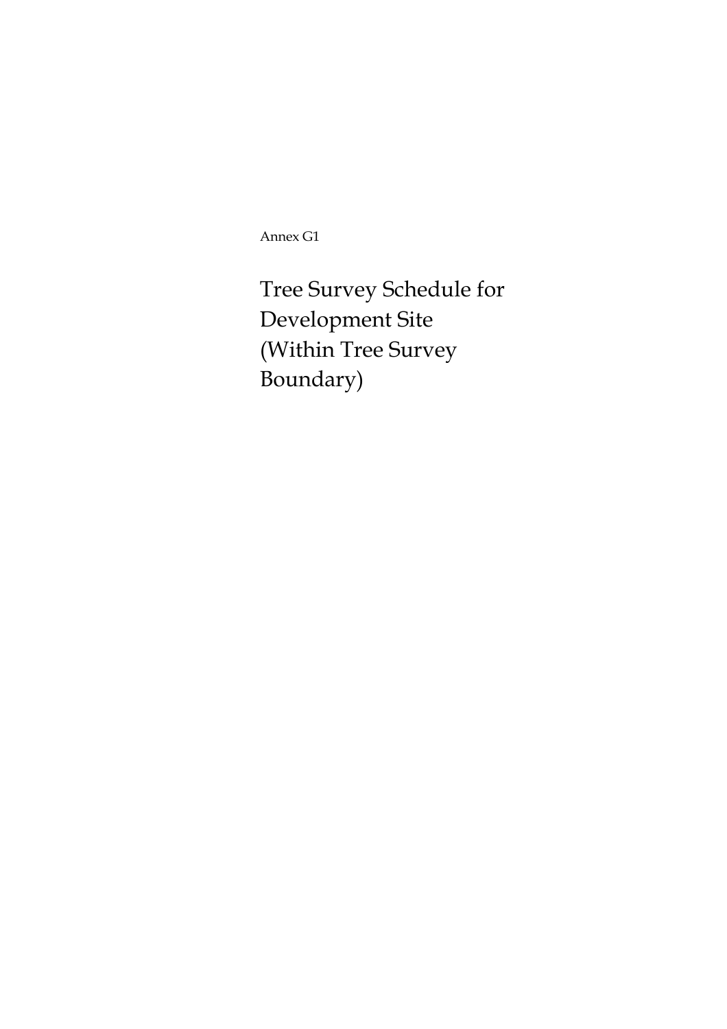Annex G1

# Tree Survey Schedule for Development Site (Within Tree Survey Boundary)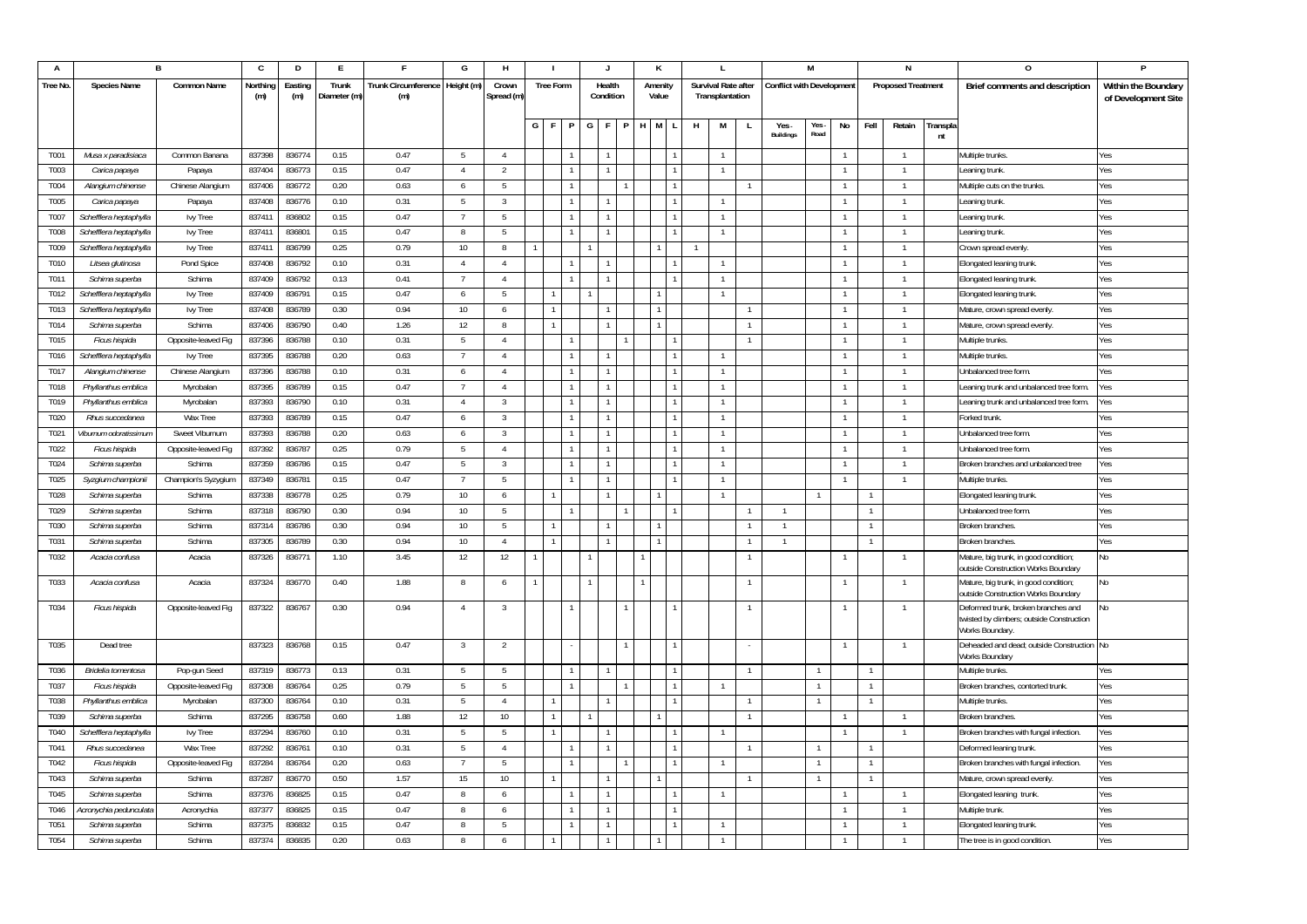| A | B | | C | D | E | F | G | H | I | | | J | | | K | | | L | | | M | | | N | | | O | P |
|---|---|---|---|---|---|---|---|---|---|---|---|---|---|---|---|---|---|---|---|---|---|---|---|---|---|---|---|---|
| Tree No. | Species Name | Common Name | Northing (m) | Easting (m) | Trunk Diameter (m) | Trunk Circumference (m) | Height (m) | Crown Spread (m) | Tree Form | | | Health Condition | | | Amenity Value | | | Survival Rate after Transplantation | | | Conflict with Development | | | Proposed Treatment | | | Brief comments and description | Within the Boundary of Development Site |
| | | | | | | | | | G | F | P | G | F | P | H | M | L | H | M | L | Yes - Buildings | Yes - Road | No | Fell | Retain | Transplant | | |
| T001 | *Musa x paradisiaca* | Common Banana | 837398 | 836774 | 0.15 | 0.47 | 5 | 4 | | | 1 | | 1 | | | | 1 | | 1 | | | | 1 | | 1 | | Multiple trunks. | Yes |
| T003 | *Carica papaya* | Papaya | 837404 | 836773 | 0.15 | 0.47 | 4 | 2 | | | 1 | | 1 | | | | 1 | | 1 | | | | 1 | | 1 | | Leaning trunk. | Yes |
| T004 | *Alangium chinense* | Chinese Alangium | 837406 | 836772 | 0.20 | 0.63 | 6 | 5 | | | 1 | | | 1 | | | 1 | | | 1 | | | 1 | | 1 | | Multiple cuts on the trunks. | Yes |
| T005 | *Carica papaya* | Papaya | 837408 | 836776 | 0.10 | 0.31 | 5 | 3 | | | 1 | | 1 | | | | 1 | | 1 | | | | 1 | | 1 | | Leaning trunk. | Yes |
| T007 | *Schefflera heptaphylla* | Ivy Tree | 837411 | 836802 | 0.15 | 0.47 | 7 | 5 | | | 1 | | 1 | | | | 1 | | 1 | | | | 1 | | 1 | | Leaning trunk. | Yes |
| T008 | *Schefflera heptaphylla* | Ivy Tree | 837411 | 836801 | 0.15 | 0.47 | 8 | 5 | | | 1 | | 1 | | | | 1 | | 1 | | | | 1 | | 1 | | Leaning trunk. | Yes |
| T009 | *Schefflera heptaphylla* | Ivy Tree | 837411 | 836799 | 0.25 | 0.79 | 10 | 8 | 1 | | | 1 | | | | 1 | | 1 | | | | | 1 | | 1 | | Crown spread evenly. | Yes |
| T010 | *Litsea glutinosa* | Pond Spice | 837408 | 836792 | 0.10 | 0.31 | 4 | 4 | | | 1 | | 1 | | | | 1 | | 1 | | | | 1 | | 1 | | Elongated leaning trunk. | Yes |
| T011 | *Schima superba* | Schima | 837409 | 836792 | 0.13 | 0.41 | 7 | 4 | | | 1 | | 1 | | | | 1 | | 1 | | | | 1 | | 1 | | Elongated leaning trunk. | Yes |
| T012 | *Schefflera heptaphylla* | Ivy Tree | 837409 | 836791 | 0.15 | 0.47 | 6 | 5 | | 1 | | 1 | | | | 1 | | | 1 | | | | 1 | | 1 | | Elongated leaning trunk. | Yes |
| T013 | *Schefflera heptaphylla* | Ivy Tree | 837408 | 836789 | 0.30 | 0.94 | 10 | 6 | | 1 | | | 1 | | | 1 | | | | 1 | | | 1 | | 1 | | Mature, crown spread evenly. | Yes |
| T014 | *Schima superba* | Schima | 837406 | 836790 | 0.40 | 1.26 | 12 | 8 | | 1 | | | 1 | | | 1 | | | | 1 | | | 1 | | 1 | | Mature, crown spread evenly. | Yes |
| T015 | *Ficus hispida* | Opposite-leaved Fig | 837396 | 836788 | 0.10 | 0.31 | 5 | 4 | | | 1 | | | 1 | | | 1 | | | 1 | | | 1 | | 1 | | Multiple trunks. | Yes |
| T016 | *Schefflera heptaphylla* | Ivy Tree | 837395 | 836788 | 0.20 | 0.63 | 7 | 4 | | | 1 | | 1 | | | | 1 | | 1 | | | | 1 | | 1 | | Multiple trunks. | Yes |
| T017 | *Alangium chinense* | Chinese Alangium | 837396 | 836788 | 0.10 | 0.31 | 6 | 4 | | | 1 | | 1 | | | | 1 | | 1 | | | | 1 | | 1 | | Unbalanced tree form. | Yes |
| T018 | *Phyllanthus emblica* | Myrobalan | 837395 | 836789 | 0.15 | 0.47 | 7 | 4 | | | 1 | | 1 | | | | 1 | | 1 | | | | 1 | | 1 | | Leaning trunk and unbalanced tree form. | Yes |
| T019 | *Phyllanthus emblica* | Myrobalan | 837393 | 836790 | 0.10 | 0.31 | 4 | 3 | | | 1 | | 1 | | | | 1 | | 1 | | | | 1 | | 1 | | Leaning trunk and unbalanced tree form. | Yes |
| T020 | *Rhus succedanea* | Wax Tree | 837393 | 836789 | 0.15 | 0.47 | 6 | 3 | | | 1 | | 1 | | | | 1 | | 1 | | | | 1 | | 1 | | Forked trunk. | Yes |
| T021 | *Viburnum odoratissimum* | Sweet Viburnum | 837393 | 836788 | 0.20 | 0.63 | 6 | 3 | | | 1 | | 1 | | | | 1 | | 1 | | | | 1 | | 1 | | Unbalanced tree form. | Yes |
| T022 | *Ficus hispida* | Opposite-leaved Fig | 837392 | 836787 | 0.25 | 0.79 | 5 | 4 | | | 1 | | 1 | | | | 1 | | 1 | | | | 1 | | 1 | | Unbalanced tree form. | Yes |
| T024 | *Schima superba* | Schima | 837359 | 836786 | 0.15 | 0.47 | 5 | 3 | | | 1 | | 1 | | | | 1 | | 1 | | | | 1 | | 1 | | Broken branches and unbalanced tree | Yes |
| T025 | *Syzgium championii* | Champion's Syzygium | 837349 | 836781 | 0.15 | 0.47 | 7 | 5 | | | 1 | | 1 | | | | 1 | | 1 | | | | 1 | | 1 | | Multiple trunks. | Yes |
| T028 | *Schima superba* | Schima | 837338 | 836778 | 0.25 | 0.79 | 10 | 6 | | 1 | | | 1 | | | 1 | | | 1 | | | 1 | | 1 | | | Elongated leaning trunk. | Yes |
| T029 | *Schima superba* | Schima | 837318 | 836790 | 0.30 | 0.94 | 10 | 5 | | | 1 | | | 1 | | | 1 | | | 1 | 1 | | | 1 | | | Unbalanced tree form. | Yes |
| T030 | *Schima superba* | Schima | 837314 | 836786 | 0.30 | 0.94 | 10 | 5 | | 1 | | | 1 | | | 1 | | | | 1 | 1 | | | 1 | | | Broken branches. | Yes |
| T031 | *Schima superba* | Schima | 837305 | 836789 | 0.30 | 0.94 | 10 | 4 | | 1 | | | 1 | | | 1 | | | | 1 | 1 | | | 1 | | | Broken branches. | Yes |
| T032 | *Acacia confusa* | Acacia | 837326 | 836771 | 1.10 | 3.45 | 12 | 12 | 1 | | | 1 | | | 1 | | | | | 1 | | | 1 | | 1 | | Mature, big trunk, in good condition; outside Construction Works Boundary | No |
| T033 | *Acacia confusa* | Acacia | 837324 | 836770 | 0.40 | 1.88 | 8 | 6 | 1 | | | 1 | | | 1 | | | | | 1 | | | 1 | | 1 | | Mature, big trunk, in good condition; outside Construction Works Boundary | No |
| T034 | *Ficus hispida* | Opposite-leaved Fig | 837322 | 836767 | 0.30 | 0.94 | 4 | 3 | | | 1 | | | 1 | | | 1 | | | 1 | | | 1 | | 1 | | Deformed trunk, broken branches and twisted by climbers; outside Construction Works Boundary. | No |
| T035 | Dead tree | | 837323 | 836768 | 0.15 | 0.47 | 3 | 2 | | | - | | | 1 | | | 1 | | | - | | | 1 | | 1 | | Deheaded and dead; outside Construction Works Boundary | No |
| T036 | *Bridelia tomentosa* | Pop-gun Seed | 837319 | 836773 | 0.13 | 0.31 | 5 | 5 | | | 1 | | 1 | | | | 1 | | | 1 | | 1 | | 1 | | | Multiple trunks. | Yes |
| T037 | *Ficus hispida* | Opposite-leaved Fig | 837308 | 836764 | 0.25 | 0.79 | 5 | 5 | | | 1 | | | 1 | | | 1 | | 1 | | | 1 | | 1 | | | Broken branches, contorted trunk. | Yes |
| T038 | *Phyllanthus emblica* | Myrobalan | 837300 | 836764 | 0.10 | 0.31 | 5 | 4 | | 1 | | | 1 | | | | 1 | | | 1 | | 1 | | 1 | | | Multiple trunks. | Yes |
| T039 | *Schima superba* | Schima | 837295 | 836758 | 0.60 | 1.88 | 12 | 10 | | 1 | | 1 | | | | 1 | | | | 1 | | | 1 | | 1 | | Broken branches. | Yes |
| T040 | *Schefflera heptaphylla* | Ivy Tree | 837294 | 836760 | 0.10 | 0.31 | 5 | 5 | | 1 | | | 1 | | | | 1 | | 1 | | | | 1 | | 1 | | Broken branches with fungal infection. | Yes |
| T041 | *Rhus succedanea* | Wax Tree | 837292 | 836761 | 0.10 | 0.31 | 5 | 4 | | | 1 | | 1 | | | | 1 | | | 1 | | 1 | | 1 | | | Deformed leaning trunk. | Yes |
| T042 | *Ficus hispida* | Opposite-leaved Fig | 837284 | 836764 | 0.20 | 0.63 | 7 | 5 | | | 1 | | | 1 | | | 1 | | 1 | | | 1 | | 1 | | | Broken branches with fungal infection. | Yes |
| T043 | *Schima superba* | Schima | 837287 | 836770 | 0.50 | 1.57 | 15 | 10 | | 1 | | | 1 | | | 1 | | | | 1 | | 1 | | 1 | | | Mature, crown spread evenly. | Yes |
| T045 | *Schima superba* | Schima | 837376 | 836825 | 0.15 | 0.47 | 8 | 6 | | | 1 | | 1 | | | | 1 | | 1 | | | | 1 | | 1 | | Elongated leaning trunk. | Yes |
| T046 | *Acronychia pedunculata* | Acronychia | 837377 | 836825 | 0.15 | 0.47 | 8 | 6 | | | 1 | | 1 | | | | 1 | | | | | | 1 | | 1 | | Multiple trunk. | Yes |
| T051 | *Schima superba* | Schima | 837375 | 836832 | 0.15 | 0.47 | 8 | 5 | | | 1 | | 1 | | | | 1 | | 1 | | | | 1 | | 1 | | Elongated leaning trunk. | Yes |
| T054 | *Schima superba* | Schima | 837374 | 836835 | 0.20 | 0.63 | 8 | 6 | | 1 | | | 1 | | | 1 | | | 1 | | | | 1 | | 1 | | The tree is in good condition. | Yes |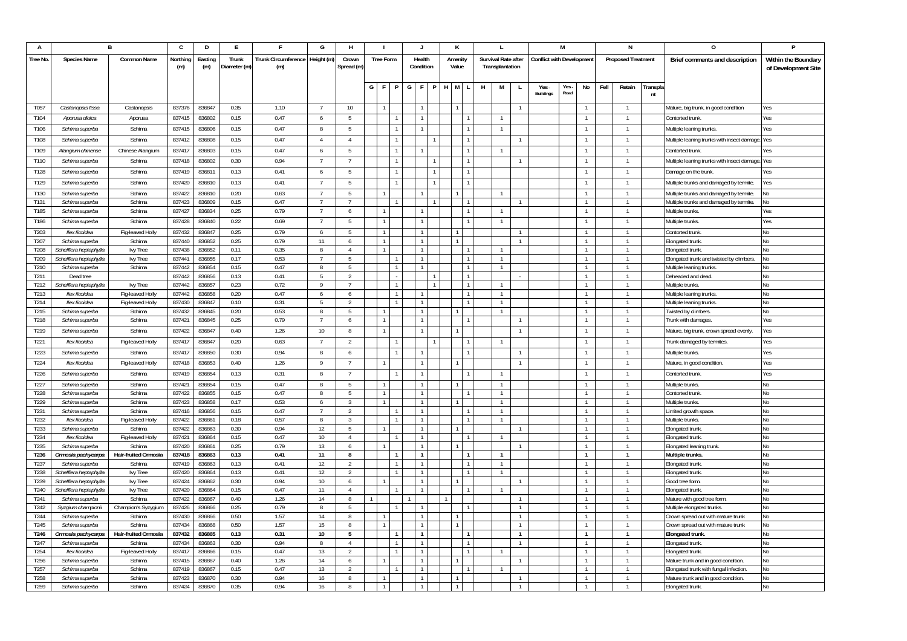| A | B | | C | D | E | F | G | H | I | | | J | | | K | | | L | | | M | | | N | | | O | P |
|---|---|---|---|---|---|---|---|---|---|---|---|---|---|---|---|---|---|---|---|---|---|---|---|---|---|---|---|---|
| Tree No. | Species Name | Common Name | Northing (m) | Easting (m) | Trunk Diameter (m) | Trunk Circumference (m) | Height (m) | Crown Spread (m) | Tree Form | | | Health Condition | | | Amenity Value | | | Survival Rate after Transplantation | | | Conflict with Development | | | Proposed Treatment | | | Brief comments and description | Within the Boundary of Development Site |
| | | | | | | | | | G | F | P | G | F | P | H | M | L | H | M | L | Yes - Buildings | Yes - Road | No | Fell | Retain | Transplant | | |
| T057 | *Castanopsis fissa* | Castanopsis | 837376 | 836847 | 0.35 | 1.10 | 7 | 10 | | 1 | | | 1 | | | 1 | | | | 1 | | | 1 | | 1 | | Mature, big trunk, in good condition | Yes |
| T104 | *Aporusa dioica* | Aporusa | 837415 | 836802 | 0.15 | 0.47 | 6 | 5 | | | 1 | | 1 | | | | 1 | | 1 | | | | 1 | | 1 | | Contorted trunk. | Yes |
| T106 | *Schima superba* | Schima | 837415 | 836806 | 0.15 | 0.47 | 8 | 5 | | | 1 | | 1 | | | | 1 | | 1 | | | | 1 | | 1 | | Multiple leaning trunks. | Yes |
| T108 | *Schima superba* | Schima | 837412 | 836808 | 0.15 | 0.47 | 4 | 4 | | | 1 | | | 1 | | | 1 | | | 1 | | | 1 | | 1 | | Multiple leaning trunks with insect damage. | Yes |
| T109 | *Alangium chinense* | Chinese Alangium | 837417 | 836803 | 0.15 | 0.47 | 6 | 5 | | | 1 | | 1 | | | | 1 | | 1 | | | | 1 | | 1 | | Contorted trunk. | Yes |
| T110 | *Schima superba* | Schima | 837418 | 836802 | 0.30 | 0.94 | 7 | 7 | | | 1 | | | 1 | | | 1 | | | 1 | | | 1 | | 1 | | Multiple leaning trunks with insect damage. | Yes |
| T128 | *Schima superba* | Schima | 837419 | 836811 | 0.13 | 0.41 | 6 | 5 | | | 1 | | | 1 | | | 1 | | | | | | 1 | | 1 | | Damage on the trunk. | Yes |
| T129 | *Schima superba* | Schima | 837420 | 836810 | 0.13 | 0.41 | 7 | 5 | | | 1 | | | 1 | | | 1 | | | | | | 1 | | 1 | | Multiple trunks and damaged by termite. | Yes |
| T130 | *Schima superba* | Schima | 837422 | 836810 | 0.20 | 0.63 | 7 | 5 | | 1 | | | 1 | | | 1 | | | 1 | | | | 1 | | 1 | | Multiple trunks and damaged by termite. | No |
| T131 | *Schima superba* | Schima | 837423 | 836809 | 0.15 | 0.47 | 7 | 7 | | | 1 | | | 1 | | | 1 | | | 1 | | | 1 | | 1 | | Multiple trunks and damaged by termite. | No |
| T185 | *Schima superba* | Schima | 837427 | 836834 | 0.25 | 0.79 | 7 | 6 | | 1 | | | 1 | | | | 1 | | 1 | | | | 1 | | 1 | | Multiple trunks. | Yes |
| T186 | *Schima superba* | Schima | 837428 | 836840 | 0.22 | 0.69 | 7 | 5 | | 1 | | | 1 | | | | 1 | | 1 | | | | 1 | | 1 | | Multiple trunks. | Yes |
| T203 | *Ilex ficoidea* | Fig-leaved Holly | 837432 | 836847 | 0.25 | 0.79 | 6 | 5 | | 1 | | | 1 | | | 1 | | | | 1 | | | 1 | | 1 | | Contorted trunk. | No |
| T207 | *Schima superba* | Schima | 837440 | 836852 | 0.25 | 0.79 | 11 | 6 | | 1 | | | 1 | | | 1 | | | | 1 | | | 1 | | 1 | | Elongated trunk. | No |
| T208 | *Schefflera heptaphylla* | Ivy Tree | 837438 | 836852 | 0.11 | 0.35 | 8 | 4 | | 1 | | | 1 | | | | 1 | | 1 | | | | 1 | | 1 | | Elongated trunk. | No |
| T209 | *Schefflera heptaphylla* | Ivy Tree | 837441 | 836855 | 0.17 | 0.53 | 7 | 5 | | | 1 | | 1 | | | | 1 | | 1 | | | | 1 | | 1 | | Elongated trunk and twisted by climbers. | No |
| T210 | *Schima superba* | Schima | 837442 | 836854 | 0.15 | 0.47 | 8 | 5 | | | 1 | | 1 | | | | 1 | | 1 | | | | 1 | | 1 | | Multiple leaning trunks. | No |
| T211 | Dead tree | | 837442 | 836856 | 0.13 | 0.41 | 5 | 2 | | | - | | | 1 | | | 1 | | | - | | | 1 | | 1 | | Deheaded and dead. | No |
| T212 | *Schefflera heptaphylla* | Ivy Tree | 837442 | 836857 | 0.23 | 0.72 | 9 | 7 | | | 1 | | | 1 | | | 1 | | 1 | | | | 1 | | 1 | | Multiple trunks. | No |
| T213 | *Ilex ficoidea* | Fig-leaved Holly | 837442 | 836858 | 0.20 | 0.47 | 6 | 6 | | | 1 | | 1 | | | | 1 | | 1 | | | | 1 | | 1 | | Multiple leaning trunks. | No |
| T214 | *Ilex ficoidea* | Fig-leaved Holly | 837430 | 836847 | 0.10 | 0.31 | 5 | 2 | | | 1 | | 1 | | | | 1 | | 1 | | | | 1 | | 1 | | Multiple leaning trunks. | No |
| T215 | *Schima superba* | Schima | 837432 | 836845 | 0.20 | 0.53 | 8 | 5 | | 1 | | | 1 | | | 1 | | | 1 | | | | 1 | | 1 | | Twisted by climbers. | No |
| T218 | *Schima superba* | Schima | 837421 | 836845 | 0.25 | 0.79 | 7 | 6 | | 1 | | | 1 | | | | 1 | | | 1 | | | 1 | | 1 | | Trunk with damages. | Yes |
| T219 | *Schima superba* | Schima | 837422 | 836847 | 0.40 | 1.26 | 10 | 8 | | 1 | | | 1 | | | 1 | | | | 1 | | | 1 | | 1 | | Mature, big trunk, crown spread evenly. | Yes |
| T221 | *Ilex ficoidea* | Fig-leaved Holly | 837417 | 836847 | 0.20 | 0.63 | 7 | 2 | | | 1 | | | 1 | | | 1 | | 1 | | | | 1 | | 1 | | Trunk damaged by termites. | Yes |
| T223 | *Schima superba* | Schima | 837417 | 836850 | 0.30 | 0.94 | 8 | 6 | | | 1 | | 1 | | | | 1 | | | 1 | | | 1 | | 1 | | Multiple trunks. | Yes |
| T224 | *Ilex ficoidea* | Fig-leaved Holly | 837418 | 836853 | 0.40 | 1.26 | 9 | 7 | | 1 | | | 1 | | | 1 | | | | 1 | | | 1 | | 1 | | Mature, in good condition. | Yes |
| T226 | *Schima superba* | Schima | 837419 | 836854 | 0.13 | 0.31 | 8 | 7 | | | 1 | | 1 | | | | 1 | | 1 | | | | 1 | | 1 | | Contorted trunk. | Yes |
| T227 | *Schima superba* | Schima | 837421 | 836854 | 0.15 | 0.47 | 8 | 5 | | 1 | | | 1 | | | 1 | | | 1 | | | | 1 | | 1 | | Multiple trunks. | No |
| T228 | *Schima superba* | Schima | 837422 | 836855 | 0.15 | 0.47 | 8 | 5 | | 1 | | | 1 | | | | 1 | | 1 | | | | 1 | | 1 | | Contorted trunk. | No |
| T229 | *Schima superba* | Schima | 837423 | 836858 | 0.17 | 0.53 | 6 | 3 | | 1 | | | 1 | | | 1 | | | 1 | | | | 1 | | 1 | | Multiple trunks. | No |
| T231 | *Schima superba* | Schima | 837416 | 836856 | 0.15 | 0.47 | 7 | 2 | | | 1 | | 1 | | | | 1 | | 1 | | | | 1 | | 1 | | Limited growth space. | No |
| T232 | *Ilex ficoidea* | Fig-leaved Holly | 837422 | 836861 | 0.18 | 0.57 | 8 | 3 | | | 1 | | 1 | | | | 1 | | 1 | | | | 1 | | 1 | | Multiple trunks. | No |
| T233 | *Schima superba* | Schima | 837422 | 836863 | 0.30 | 0.94 | 12 | 5 | | 1 | | | 1 | | | 1 | | | | 1 | | | 1 | | 1 | | Elongated trunk. | No |
| T234 | *Ilex ficoidea* | Fig-leaved Holly | 837421 | 836864 | 0.15 | 0.47 | 10 | 4 | | | 1 | | 1 | | | | 1 | | 1 | | | | 1 | | 1 | | Elongated trunk. | No |
| T235 | *Schima superba* | Schima | 837420 | 836861 | 0.25 | 0.79 | 13 | 6 | | 1 | | | 1 | | | 1 | | | | 1 | | | 1 | | 1 | | Elongated leaning trunk. | No |
| **T236** | ***Ormosia pachycarpa*** | **Hair-fruited Ormosia** | **837418** | **836863** | **0.13** | **0.41** | **11** | **8** | | | **1** | | **1** | | | | **1** | | **1** | | | | **1** | | **1** | | **Multiple trunks.** | No |
| T237 | *Schima superba* | Schima | 837419 | 836863 | 0.13 | 0.41 | 12 | 2 | | | 1 | | 1 | | | | 1 | | 1 | | | | 1 | | 1 | | Elongated trunk. | No |
| T238 | *Schefflera heptaphylla* | Ivy Tree | 837420 | 836864 | 0.13 | 0.41 | 12 | 2 | | | 1 | | 1 | | | | 1 | | 1 | | | | 1 | | 1 | | Elongated trunk. | No |
| T239 | *Schefflera heptaphylla* | Ivy Tree | 837424 | 836862 | 0.30 | 0.94 | 10 | 6 | | 1 | | | 1 | | | 1 | | | | 1 | | | 1 | | 1 | | Good tree form. | No |
| T240 | *Schefflera heptaphylla* | Ivy Tree | 837420 | 836864 | 0.15 | 0.47 | 11 | 4 | | | 1 | | 1 | | | | 1 | | 1 | | | | 1 | | 1 | | Elongated trunk. | No |
| T241 | *Schima superba* | Schima | 837422 | 836867 | 0.40 | 1.26 | 14 | 8 | 1 | | | 1 | | | 1 | | | | | 1 | | | 1 | | 1 | | Mature with good tree form. | No |
| T242 | *Syzygium championii* | Champion's Syzygium | 837426 | 836866 | 0.25 | 0.79 | 8 | 5 | | | 1 | | 1 | | | | 1 | | | 1 | | | 1 | | 1 | | Multiple elongated trunks. | No |
| T244 | *Schima superba* | Schima | 837430 | 836866 | 0.50 | 1.57 | 14 | 8 | | 1 | | | 1 | | | 1 | | | | 1 | | | 1 | | 1 | | Crown spread out with mature trunk | No |
| T245 | *Schima superba* | Schima | 837434 | 836868 | 0.50 | 1.57 | 15 | 8 | | 1 | | | 1 | | | 1 | | | | 1 | | | 1 | | 1 | | Crown spread out with mature trunk | No |
| **T246** | ***Ormosia pachycarpa*** | **Hair-fruited Ormosia** | **837432** | **836865** | **0.13** | **0.31** | **10** | **5** | | | **1** | | **1** | | | | **1** | | | **1** | | | **1** | | **1** | | **Elongated trunk.** | No |
| T247 | *Schima superba* | Schima | 837434 | 836863 | 0.30 | 0.94 | 8 | 4 | | | 1 | | 1 | | | | 1 | | | 1 | | | 1 | | 1 | | Elongated trunk. | No |
| T254 | *Ilex ficoidea* | Fig-leaved Holly | 837417 | 836866 | 0.15 | 0.47 | 13 | 2 | | | 1 | | 1 | | | | 1 | | 1 | | | | 1 | | 1 | | Elongated trunk. | No |
| T256 | *Schima superba* | Schima | 837415 | 836867 | 0.40 | 1.26 | 14 | 6 | | 1 | | | 1 | | | 1 | | | | 1 | | | 1 | | 1 | | Mature trunk and in good condition. | No |
| T257 | *Schima superba* | Schima | 837419 | 836867 | 0.15 | 0.47 | 13 | 2 | | | 1 | | 1 | | | | 1 | | 1 | | | | 1 | | 1 | | Elongated trunk with fungal infection. | No |
| T258 | *Schima superba* | Schima | 837423 | 836870 | 0.30 | 0.94 | 16 | 8 | | 1 | | | 1 | | | 1 | | | | 1 | | | 1 | | 1 | | Mature trunk and in good condition. | No |
| T259 | *Schima superba* | Schima | 837424 | 836870 | 0.35 | 0.94 | 16 | 8 | | 1 | | | 1 | | | 1 | | | | 1 | | | 1 | | 1 | | Elongated trunk. | No |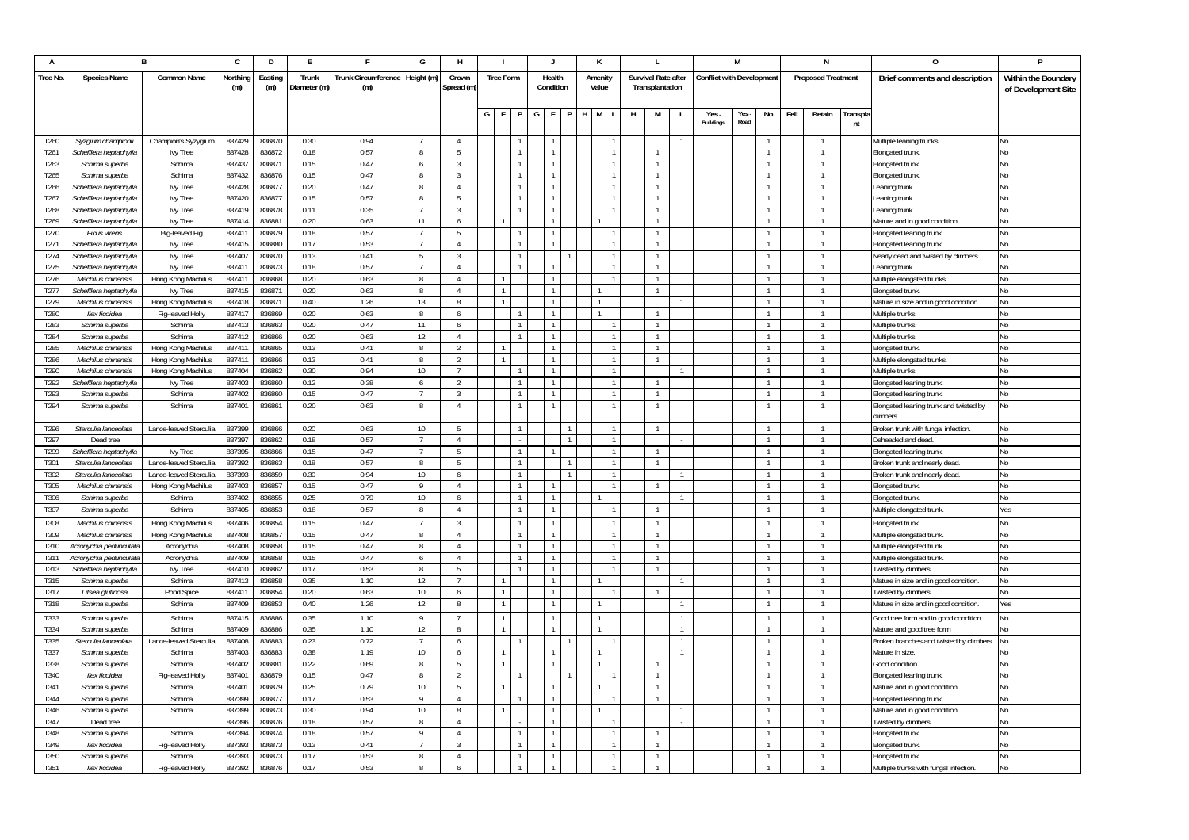| A | B | | C | D | E | F | G | H | I | | | J | | | K | | | L | | | M | | | N | | | O | P |
|---|---|---|---|---|---|---|---|---|---|---|---|---|---|---|---|---|---|---|---|---|---|---|---|---|---|---|---|---|
| Tree No. | Species Name | Common Name | Northing (m) | Easting (m) | Trunk Diameter (m) | Trunk Circumference (m) | Height (m) | Crown Spread (m) | Tree Form | | | Health Condition | | | Amenity Value | | | Survival Rate after Transplantation | | | Conflict with Development | | | Proposed Treatment | | | Brief comments and description | Within the Boundary of Development Site |
| | | | | | | | | | G | F | P | G | F | P | H | M | L | H | M | L | Yes-Buildings | Yes-Road | No | Fell | Retain | Transplant | | |
| T260 | *Syzygium championii* | Champion's Syzygium | 837429 | 836870 | 0.30 | 0.94 | 7 | 4 | | | 1 | | 1 | | | | 1 | | | 1 | | | 1 | | 1 | | Multiple leaning trunks. | No |
| T261 | *Schefflera heptaphylla* | Ivy Tree | 837428 | 836872 | 0.18 | 0.57 | 8 | 5 | | | 1 | | 1 | | | | 1 | | 1 | | | | 1 | | 1 | | Elongated trunk. | No |
| T263 | *Schima superba* | Schima | 837437 | 836871 | 0.15 | 0.47 | 6 | 3 | | | 1 | | 1 | | | | 1 | | 1 | | | | 1 | | 1 | | Elongated trunk. | No |
| T265 | *Schima superba* | Schima | 837432 | 836876 | 0.15 | 0.47 | 8 | 3 | | | 1 | | 1 | | | | 1 | | 1 | | | | 1 | | 1 | | Elongated trunk. | No |
| T266 | *Schefflera heptaphylla* | Ivy Tree | 837428 | 836877 | 0.20 | 0.47 | 8 | 4 | | | 1 | | 1 | | | | 1 | | 1 | | | | 1 | | 1 | | Leaning trunk. | No |
| T267 | *Schefflera heptaphylla* | Ivy Tree | 837420 | 836877 | 0.15 | 0.57 | 8 | 5 | | | 1 | | 1 | | | | 1 | | 1 | | | | 1 | | 1 | | Leaning trunk. | No |
| T268 | *Schefflera heptaphylla* | Ivy Tree | 837419 | 836878 | 0.11 | 0.35 | 7 | 3 | | | 1 | | 1 | | | | 1 | | 1 | | | | 1 | | 1 | | Leaning trunk. | No |
| T269 | *Schefflera heptaphylla* | Ivy Tree | 837414 | 836881 | 0.20 | 0.63 | 11 | 6 | | 1 | | | 1 | | | 1 | | | 1 | | | | 1 | | 1 | | Mature and in good condition. | No |
| T270 | *Ficus virens* | Big-leaved Fig | 837411 | 836879 | 0.18 | 0.57 | 7 | 5 | | | 1 | | 1 | | | | 1 | | 1 | | | | 1 | | 1 | | Elongated leaning trunk. | No |
| T271 | *Schefflera heptaphylla* | Ivy Tree | 837415 | 836880 | 0.17 | 0.53 | 7 | 4 | | | 1 | | 1 | | | | 1 | | 1 | | | | 1 | | 1 | | Elongated leaning trunk. | No |
| T274 | *Schefflera heptaphylla* | Ivy Tree | 837407 | 836870 | 0.13 | 0.41 | 5 | 3 | | | 1 | | | 1 | | | 1 | | 1 | | | | 1 | | 1 | | Nearly dead and twisted by climbers. | No |
| T275 | *Schefflera heptaphylla* | Ivy Tree | 837411 | 836873 | 0.18 | 0.57 | 7 | 4 | | | 1 | | 1 | | | | 1 | | 1 | | | | 1 | | 1 | | Leaning trunk. | No |
| T276 | *Machilus chinensis* | Hong Kong Machilus | 837411 | 836868 | 0.20 | 0.63 | 8 | 4 | | 1 | | | 1 | | | | 1 | | 1 | | | | 1 | | 1 | | Multiple elongated trunks. | No |
| T277 | *Schefflera heptaphylla* | Ivy Tree | 837415 | 836871 | 0.20 | 0.63 | 8 | 4 | | 1 | | | 1 | | | 1 | | | 1 | | | | 1 | | 1 | | Elongated trunk. | No |
| T279 | *Machilus chinensis* | Hong Kong Machilus | 837418 | 836871 | 0.40 | 1.26 | 13 | 8 | | 1 | | | 1 | | | 1 | | | | 1 | | | 1 | | 1 | | Mature in size and in good condition. | No |
| T280 | *Ilex ficoidea* | Fig-leaved Holly | 837417 | 836869 | 0.20 | 0.63 | 8 | 6 | | | 1 | | 1 | | | 1 | | | 1 | | | | 1 | | 1 | | Multiple trunks. | No |
| T283 | *Schima superba* | Schima | 837413 | 836863 | 0.20 | 0.47 | 11 | 6 | | | 1 | | 1 | | | | 1 | | 1 | | | | 1 | | 1 | | Multiple trunks. | No |
| T284 | *Schima superba* | Schima | 837412 | 836866 | 0.20 | 0.63 | 12 | 4 | | | 1 | | 1 | | | | 1 | | 1 | | | | 1 | | 1 | | Multiple trunks. | No |
| T285 | *Machilus chinensis* | Hong Kong Machilus | 837411 | 836865 | 0.13 | 0.41 | 8 | 2 | | 1 | | | 1 | | | | 1 | | 1 | | | | 1 | | 1 | | Elongated trunk. | No |
| T286 | *Machilus chinensis* | Hong Kong Machilus | 837411 | 836866 | 0.13 | 0.41 | 8 | 2 | | 1 | | | 1 | | | | 1 | | 1 | | | | 1 | | 1 | | Multiple elongated trunks. | No |
| T290 | *Machilus chinensis* | Hong Kong Machilus | 837404 | 836862 | 0.30 | 0.94 | 10 | 7 | | | 1 | | 1 | | | | 1 | | | 1 | | | 1 | | 1 | | Multiple trunks. | No |
| T292 | *Schefflera heptaphylla* | Ivy Tree | 837403 | 836860 | 0.12 | 0.38 | 6 | 2 | | | 1 | | 1 | | | | 1 | | 1 | | | | 1 | | 1 | | Elongated leaning trunk. | No |
| T293 | *Schima superba* | Schima | 837402 | 836860 | 0.15 | 0.47 | 7 | 3 | | | 1 | | 1 | | | | 1 | | 1 | | | | 1 | | 1 | | Elongated leaning trunk. | No |
| T294 | *Schima superba* | Schima | 837401 | 836861 | 0.20 | 0.63 | 8 | 4 | | | 1 | | 1 | | | | 1 | | 1 | | | | 1 | | 1 | | Elongated leaning trunk and twisted by climbers. | No |
| T296 | *Sterculia lanceolata* | Lance-leaved Sterculia | 837399 | 836866 | 0.20 | 0.63 | 10 | 5 | | | 1 | | | 1 | | | 1 | | 1 | | | | 1 | | 1 | | Broken trunk with fungal infection. | No |
| T297 | Dead tree | | 837397 | 836862 | 0.18 | 0.57 | 7 | 4 | | | - | | | 1 | | | 1 | | | - | | | 1 | | 1 | | Deheaded and dead. | No |
| T299 | *Schefflera heptaphylla* | Ivy Tree | 837395 | 836866 | 0.15 | 0.47 | 7 | 5 | | | 1 | | 1 | | | | 1 | | 1 | | | | 1 | | 1 | | Elongated leaning trunk. | No |
| T301 | *Sterculia lanceolata* | Lance-leaved Sterculia | 837392 | 836863 | 0.18 | 0.57 | 8 | 5 | | | 1 | | | 1 | | | 1 | | 1 | | | | 1 | | 1 | | Broken trunk and nearly dead. | No |
| T302 | *Sterculia lanceolata* | Lance-leaved Sterculia | 837393 | 836859 | 0.30 | 0.94 | 10 | 6 | | | 1 | | | 1 | | | 1 | | | 1 | | | 1 | | 1 | | Broken trunk and nearly dead. | No |
| T305 | *Machilus chinensis* | Hong Kong Machilus | 837403 | 836857 | 0.15 | 0.47 | 9 | 4 | | | 1 | | 1 | | | | 1 | | 1 | | | | 1 | | 1 | | Elongated trunk. | No |
| T306 | *Schima superba* | Schima | 837402 | 836855 | 0.25 | 0.79 | 10 | 6 | | | 1 | | 1 | | | 1 | | | | 1 | | | 1 | | 1 | | Elongated trunk. | No |
| T307 | *Schima superba* | Schima | 837405 | 836853 | 0.18 | 0.57 | 8 | 4 | | | 1 | | 1 | | | | 1 | | 1 | | | | 1 | | 1 | | Multiple elongated trunk. | Yes |
| T308 | *Machilus chinensis* | Hong Kong Machilus | 837406 | 836854 | 0.15 | 0.47 | 7 | 3 | | | 1 | | 1 | | | | 1 | | 1 | | | | 1 | | 1 | | Elongated trunk. | No |
| T309 | *Machilus chinensis* | Hong Kong Machilus | 837408 | 836857 | 0.15 | 0.47 | 8 | 4 | | | 1 | | 1 | | | | 1 | | 1 | | | | 1 | | 1 | | Multiple elongated trunk. | No |
| T310 | *Acronychia pedunculata* | Acronychia | 837408 | 836858 | 0.15 | 0.47 | 8 | 4 | | | 1 | | 1 | | | | 1 | | 1 | | | | 1 | | 1 | | Multiple elongated trunk. | No |
| T311 | *Acronychia pedunculata* | Acronychia | 837409 | 836858 | 0.15 | 0.47 | 6 | 4 | | | 1 | | 1 | | | | 1 | | 1 | | | | 1 | | 1 | | Multiple elongated trunk. | No |
| T313 | *Schefflera heptaphylla* | Ivy Tree | 837410 | 836862 | 0.17 | 0.53 | 8 | 5 | | | 1 | | 1 | | | | 1 | | 1 | | | | 1 | | 1 | | Twisted by climbers. | No |
| T315 | *Schima superba* | Schima | 837413 | 836858 | 0.35 | 1.10 | 12 | 7 | | 1 | | | 1 | | | 1 | | | | 1 | | | 1 | | 1 | | Mature in size and in good condition. | No |
| T317 | *Litsea glutinosa* | Pond Spice | 837411 | 836854 | 0.20 | 0.63 | 10 | 6 | | 1 | | | 1 | | | | 1 | | 1 | | | | 1 | | 1 | | Twisted by climbers. | No |
| T318 | *Schima superba* | Schima | 837409 | 836853 | 0.40 | 1.26 | 12 | 8 | | 1 | | | 1 | | | 1 | | | | 1 | | | 1 | | 1 | | Mature in size and in good condition. | Yes |
| T333 | *Schima superba* | Schima | 837415 | 836886 | 0.35 | 1.10 | 9 | 7 | | 1 | | | 1 | | | 1 | | | | 1 | | | 1 | | 1 | | Good tree form and in good condition. | No |
| T334 | *Schima superba* | Schima | 837409 | 836886 | 0.35 | 1.10 | 12 | 8 | | 1 | | | 1 | | | 1 | | | | 1 | | | 1 | | 1 | | Mature and good tree form | No |
| T335 | *Sterculia lanceolata* | Lance-leaved Sterculia | 837408 | 836883 | 0.23 | 0.72 | 7 | 6 | | | 1 | | | 1 | | | 1 | | | 1 | | | 1 | | 1 | | Broken branches and twisted by climbers. | No |
| T337 | *Schima superba* | Schima | 837403 | 836883 | 0.38 | 1.19 | 10 | 6 | | 1 | | | 1 | | | 1 | | | | 1 | | | 1 | | 1 | | Mature in size. | No |
| T338 | *Schima superba* | Schima | 837402 | 836881 | 0.22 | 0.69 | 8 | 5 | | 1 | | | 1 | | | 1 | | | 1 | | | | 1 | | 1 | | Good condition. | No |
| T340 | *Ilex ficoidea* | Fig-leaved Holly | 837401 | 836879 | 0.15 | 0.47 | 8 | 2 | | | 1 | | | 1 | | | 1 | | 1 | | | | 1 | | 1 | | Elongated leaning trunk. | No |
| T341 | *Schima superba* | Schima | 837401 | 836879 | 0.25 | 0.79 | 10 | 5 | | 1 | | | 1 | | | 1 | | | 1 | | | | 1 | | 1 | | Mature and in good condition. | No |
| T344 | *Schima superba* | Schima | 837399 | 836877 | 0.17 | 0.53 | 9 | 4 | | | 1 | | 1 | | | | 1 | | 1 | | | | 1 | | 1 | | Elongated leaning trunk. | No |
| T346 | *Schima superba* | Schima | 837399 | 836873 | 0.30 | 0.94 | 10 | 8 | | 1 | | | 1 | | | 1 | | | | 1 | | | 1 | | 1 | | Mature and in good condition. | No |
| T347 | Dead tree | | 837396 | 836876 | 0.18 | 0.57 | 8 | 4 | | | - | | 1 | | | 1 | | | | - | | | 1 | | 1 | | Twisted by climbers. | No |
| T348 | *Schima superba* | Schima | 837394 | 836874 | 0.18 | 0.57 | 9 | 4 | | | 1 | | 1 | | | | 1 | | 1 | | | | 1 | | 1 | | Elongated trunk. | No |
| T349 | *Ilex ficoidea* | Fig-leaved Holly | 837393 | 836873 | 0.13 | 0.41 | 7 | 3 | | | 1 | | 1 | | | | 1 | | 1 | | | | 1 | | 1 | | Elongated trunk. | No |
| T350 | *Schima superba* | Schima | 837393 | 836873 | 0.17 | 0.53 | 8 | 4 | | | 1 | | 1 | | | | 1 | | 1 | | | | 1 | | 1 | | Elongated trunk. | No |
| T351 | *Ilex ficoidea* | Fig-leaved Holly | 837392 | 836876 | 0.17 | 0.53 | 8 | 6 | | | 1 | | 1 | | | | 1 | | 1 | | | | 1 | | 1 | | Multiple trunks with fungal infection. | No |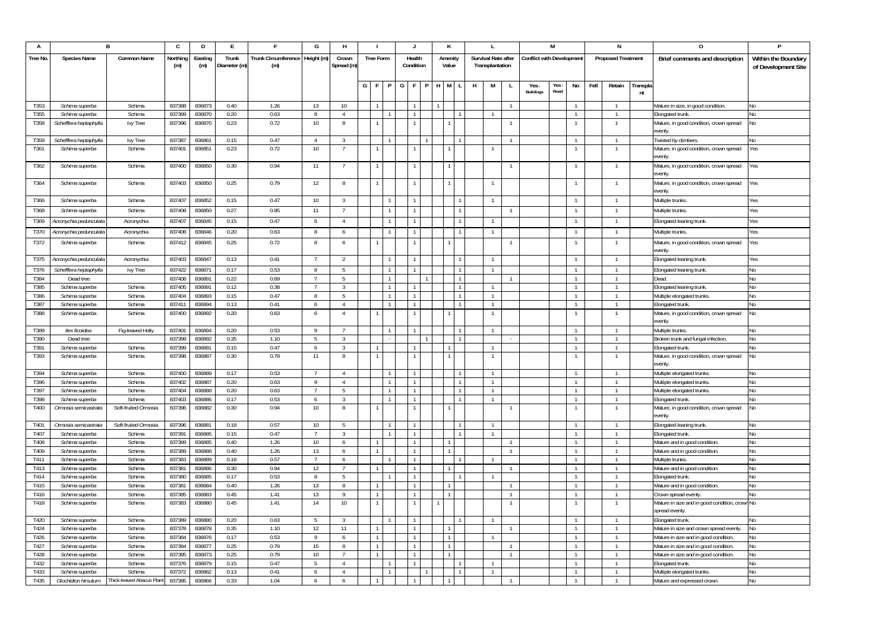| A | B | | C | D | E | F | G | H | I | | | J | | | K | | | L | | | M | | | N | | | O | P |
|---|---|---|---|---|---|---|---|---|---|---|---|---|---|---|---|---|---|---|---|---|---|---|---|---|---|---|---|---|
| Tree No. | Species Name | Common Name | Northing (m) | Easting (m) | Trunk Diameter (m) | Trunk Circumference (m) | Height (m) | Crown Spread (m) | Tree Form | | | Health Condition | | | Amenity Value | | | Survival Rate after Transplantation | | | Conflict with Development | | | Proposed Treatment | | | Brief comments and description | Within the Boundary of Development Site |
| | | | | | | | | | G | F | P | G | F | P | H | M | L | H | M | L | Yes-Buildings | Yes-Road | No | Fell | Retain | Transplant | | |
| T353 | Schima superba | Schima | 837388 | 836873 | 0.40 | 1.26 | 13 | 10 | | 1 | | | 1 | | 1 | | | | | 1 | | | 1 | | 1 | | Mature in size, in good condition. | No |
| T355 | Schima superba | Schima | 837389 | 836870 | 0.20 | 0.63 | 8 | 4 | | | 1 | | 1 | | | | 1 | | 1 | | | | 1 | | 1 | | Elongated trunk. | No |
| T358 | Schefflera heptaphylla | Ivy Tree | 837396 | 836870 | 0.23 | 0.72 | 10 | 8 | | 1 | | | 1 | | | 1 | | | | 1 | | | 1 | | 1 | | Mature, in good condition, crown spread evenly. | No |
| T359 | Schefflera heptaphylla | Ivy Tree | 837387 | 836861 | 0.15 | 0.47 | 4 | 3 | | | 1 | | | 1 | | | 1 | | | 1 | | | 1 | | 1 | | Twisted by climbers. | No |
| T361 | Schima superba | Schima | 837401 | 836851 | 0.23 | 0.72 | 10 | 7 | | 1 | | | 1 | | | 1 | | | 1 | | | | 1 | | 1 | | Mature, in good condition, crown spread evenly. | Yes |
| T362 | Schima superba | Schima | 837400 | 836850 | 0.30 | 0.94 | 11 | 7 | | 1 | | | 1 | | | 1 | | | | 1 | | | 1 | | 1 | | Mature, in good condition, crown spread evenly. | Yes |
| T364 | Schima superba | Schima | 837403 | 836850 | 0.25 | 0.79 | 12 | 8 | | 1 | | | 1 | | | 1 | | | 1 | | | | 1 | | 1 | | Mature, in good condition, crown spread evenly. | Yes |
| T366 | Schima superba | Schima | 837407 | 836852 | 0.15 | 0.47 | 10 | 3 | | | 1 | | 1 | | | | 1 | | 1 | | | | 1 | | 1 | | Multiple trunks. | Yes |
| T368 | Schima superba | Schima | 837408 | 836850 | 0.27 | 0.85 | 11 | 7 | | | 1 | | 1 | | | | 1 | | | 1 | | | 1 | | 1 | | Multiple trunks. | Yes |
| T369 | Acronychia pedunculata | Acronychia | 837407 | 836845 | 0.15 | 0.47 | 6 | 4 | | | 1 | | 1 | | | | 1 | | 1 | | | | 1 | | 1 | | Elongated leaning trunk. | Yes |
| T370 | Acronychia pedunculata | Acronychia | 837408 | 836846 | 0.20 | 0.63 | 8 | 6 | | | 1 | | 1 | | | | 1 | | 1 | | | | 1 | | 1 | | Multiple trunks. | Yes |
| T372 | Schima superba | Schima | 837412 | 836845 | 0.25 | 0.72 | 8 | 6 | | 1 | | | 1 | | | 1 | | | | 1 | | | 1 | | 1 | | Mature, in good condition, crown spread evenly. | Yes |
| T375 | Acronychia pedunculata | Acronychia | 837403 | 836847 | 0.13 | 0.41 | 7 | 2 | | | 1 | | 1 | | | | 1 | | 1 | | | | 1 | | 1 | | Elongated leaning trunk. | Yes |
| T376 | Schefflera heptaphylla | Ivy Tree | 837422 | 836871 | 0.17 | 0.53 | 8 | 5 | | | 1 | | 1 | | | | 1 | | 1 | | | | 1 | | 1 | | Elongated leaning trunk. | No |
| T384 | Dead tree | | 837408 | 836891 | 0.22 | 0.69 | 7 | 5 | | | 1 | | | 1 | | | 1 | | | 1 | | | 1 | | 1 | | Dead. | No |
| T385 | Schima superba | Schima | 837405 | 836891 | 0.12 | 0.38 | 7 | 3 | | | 1 | | 1 | | | | 1 | | 1 | | | | 1 | | 1 | | Elongated leaning trunk. | No |
| T386 | Schima superba | Schima | 837404 | 836893 | 0.15 | 0.47 | 8 | 5 | | | 1 | | 1 | | | | 1 | | 1 | | | | 1 | | 1 | | Multiple elongated trunks. | No |
| T387 | Schima superba | Schima | 837411 | 836894 | 0.13 | 0.41 | 6 | 4 | | | 1 | | 1 | | | | 1 | | 1 | | | | 1 | | 1 | | Elongated trunk. | No |
| T388 | Schima superba | Schima | 837400 | 836892 | 0.20 | 0.63 | 6 | 4 | | 1 | | | 1 | | | 1 | | | 1 | | | | 1 | | 1 | | Mature, in good condition, crown spread evenly. | No |
| T389 | Ilex ficoidea | Fig-leaved Holly | 837401 | 836894 | 0.20 | 0.53 | 9 | 7 | | | 1 | | 1 | | | | 1 | | 1 | | | | 1 | | 1 | | Multiple trunks. | No |
| T390 | Dead tree | | 837399 | 836892 | 0.35 | 1.10 | 5 | 3 | | | - | | | 1 | | | 1 | | | - | | | 1 | | 1 | | Broken trunk and fungal infection. | No |
| T391 | Schima superba | Schima | 837399 | 836891 | 0.15 | 0.47 | 6 | 3 | | 1 | | | 1 | | | 1 | | | 1 | | | | 1 | | 1 | | Elongated trunk. | No |
| T393 | Schima superba | Schima | 837398 | 836887 | 0.30 | 0.79 | 11 | 8 | | 1 | | | 1 | | | 1 | | | 1 | | | | 1 | | 1 | | Mature, in good condition, crown spread evenly. | No |
| T394 | Schima superba | Schima | 837400 | 836889 | 0.17 | 0.53 | 7 | 4 | | | 1 | | 1 | | | | 1 | | 1 | | | | 1 | | 1 | | Multiple elongated trunks. | No |
| T396 | Schima superba | Schima | 837402 | 836887 | 0.20 | 0.63 | 9 | 4 | | | 1 | | 1 | | | | 1 | | 1 | | | | 1 | | 1 | | Multiple elongated trunks. | No |
| T397 | Schima superba | Schima | 837404 | 836888 | 0.20 | 0.63 | 7 | 5 | | | 1 | | 1 | | | | 1 | | 1 | | | | 1 | | 1 | | Multiple elongated trunks. | No |
| T398 | Schima superba | Schima | 837403 | 836886 | 0.17 | 0.53 | 6 | 3 | | | 1 | | 1 | | | | 1 | | 1 | | | | 1 | | 1 | | Elongated trunk. | No |
| T400 | Ormosia semicastrata | Soft-fruited Ormosia | 837396 | 836882 | 0.30 | 0.94 | 10 | 8 | | 1 | | | 1 | | | 1 | | | | 1 | | | 1 | | 1 | | Mature, in good condition, crown spread evenly. | No |
| T401 | Ormosia semicastrata | Soft-fruited Ormosia | 837396 | 836881 | 0.18 | 0.57 | 10 | 5 | | | 1 | | 1 | | | | 1 | | 1 | | | | 1 | | 1 | | Elongated leaning trunk. | No |
| T407 | Schima superba | Schima | 837391 | 836885 | 0.15 | 0.47 | 7 | 3 | | | 1 | | 1 | | | | 1 | | 1 | | | | 1 | | 1 | | Elongated trunk. | No |
| T408 | Schima superba | Schima | 837389 | 836885 | 0.40 | 1.26 | 10 | 6 | | 1 | | | 1 | | | 1 | | | | 1 | | | 1 | | 1 | | Mature and in good condition. | No |
| T409 | Schima superba | Schima | 837389 | 836888 | 0.40 | 1.26 | 13 | 6 | | 1 | | | 1 | | | 1 | | | | 1 | | | 1 | | 1 | | Mature and in good condition. | No |
| T411 | Schima superba | Schima | 837383 | 836889 | 0.18 | 0.57 | 7 | 6 | | | 1 | | 1 | | | | 1 | | 1 | | | | 1 | | 1 | | Multiple trunks. | No |
| T413 | Schima superba | Schima | 837381 | 836886 | 0.30 | 0.94 | 12 | 7 | | 1 | | | 1 | | | 1 | | | | 1 | | | 1 | | 1 | | Mature and in good condition. | No |
| T414 | Schima superba | Schima | 837380 | 836885 | 0.17 | 0.53 | 8 | 5 | | | 1 | | 1 | | | | 1 | | 1 | | | | 1 | | 1 | | Elongated trunk. | No |
| T415 | Schima superba | Schima | 837381 | 836884 | 0.40 | 1.26 | 13 | 8 | | 1 | | | 1 | | | 1 | | | | 1 | | | 1 | | 1 | | Mature and in good condition. | No |
| T416 | Schima superba | Schima | 837385 | 836883 | 0.45 | 1.41 | 13 | 9 | | 1 | | | 1 | | | 1 | | | | 1 | | | 1 | | 1 | | Crown spread evenly. | No |
| T418 | Schima superba | Schima | 837383 | 836880 | 0.45 | 1.41 | 14 | 10 | | 1 | | | 1 | | 1 | | | | | 1 | | | 1 | | 1 | | Mature in size and in good condition, crown spread evenly. | No |
| T420 | Schima superba | Schima | 837389 | 836880 | 0.20 | 0.63 | 5 | 3 | | | 1 | | 1 | | | | 1 | | 1 | | | | 1 | | 1 | | Elongated trunk. | No |
| T424 | Schima superba | Schima | 837378 | 836878 | 0.35 | 1.10 | 12 | 11 | | 1 | | | 1 | | | 1 | | | | 1 | | | 1 | | 1 | | Mature in size and crown spread evenly. | No |
| T426 | Schima superba | Schima | 837384 | 836876 | 0.17 | 0.53 | 9 | 6 | | 1 | | | 1 | | | 1 | | | 1 | | | | 1 | | 1 | | Mature in size and in good condition. | No |
| T427 | Schima superba | Schima | 837384 | 836877 | 0.25 | 0.79 | 15 | 8 | | 1 | | | 1 | | | 1 | | | | 1 | | | 1 | | 1 | | Mature in size and in good condition. | No |
| T428 | Schima superba | Schima | 837385 | 836873 | 0.25 | 0.79 | 10 | 7 | | 1 | | | 1 | | | 1 | | | | 1 | | | 1 | | 1 | | Mature in size and in good condition. | No |
| T432 | Schima superba | Schima | 837376 | 836879 | 0.15 | 0.47 | 5 | 4 | | | 1 | | 1 | | | | 1 | | 1 | | | | 1 | | 1 | | Elongated trunk. | No |
| T433 | Schima superba | Schima | 837372 | 836882 | 0.13 | 0.41 | 6 | 4 | | | 1 | | | 1 | | | 1 | | 1 | | | | 1 | | 1 | | Multiple elongated trunks. | No |
| T435 | Glochidion hirsutum | Thick-leaved Abacus Plant | 837385 | 836866 | 0.33 | 1.04 | 6 | 6 | | 1 | | | 1 | | | 1 | | | | 1 | | | 1 | | 1 | | Mature and expressed crown. | No |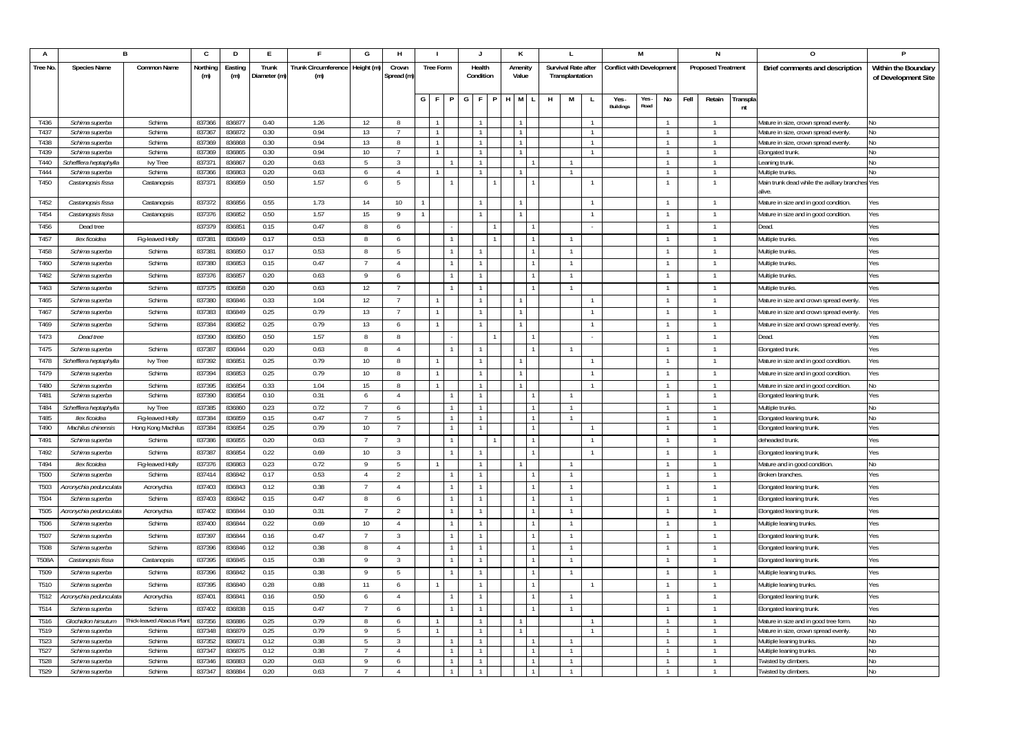| A | B | | C | D | E | F | G | H | I | | | J | | | K | | | L | | | M | | | N | | | O | P |
|---|---|---|---|---|---|---|---|---|---|---|---|---|---|---|---|---|---|---|---|---|---|---|---|---|---|---|---|---|
| Tree No. | Species Name | Common Name | Northing (m) | Easting (m) | Trunk Diameter (m) | Trunk Circumference (m) | Height (m) | Crown Spread (m) | Tree Form | | | Health Condition | | | Amenity Value | | | Survival Rate after Transplantation | | | Conflict with Development | | | Proposed Treatment | | | Brief comments and description | Within the Boundary of Development Site |
| | | | | | | | | | G | F | P | G | F | P | H | M | L | H | M | L | Yes - Buildings | Yes - Road | No | Fell | Retain | Transplant | | |
| T436 | *Schima superba* | Schima | 837366 | 836877 | 0.40 | 1.26 | 12 | 8 | | 1 | | | 1 | | | 1 | | | | 1 | | | 1 | | 1 | | Mature in size, crown spread evenly. | No |
| T437 | *Schima superba* | Schima | 837367 | 836872 | 0.30 | 0.94 | 13 | 7 | | 1 | | | 1 | | | 1 | | | | 1 | | | 1 | | 1 | | Mature in size, crown spread evenly. | No |
| T438 | *Schima superba* | Schima | 837369 | 836868 | 0.30 | 0.94 | 13 | 8 | | 1 | | | 1 | | | 1 | | | | 1 | | | 1 | | 1 | | Mature in size, crown spread evenly. | No |
| T439 | *Schima superba* | Schima | 837369 | 836865 | 0.30 | 0.94 | 10 | 7 | | 1 | | | 1 | | | 1 | | | | 1 | | | 1 | | 1 | | Elongated trunk. | No |
| T440 | *Schefflera heptaphylla* | Ivy Tree | 837371 | 836867 | 0.20 | 0.63 | 5 | 3 | | | 1 | | 1 | | | | 1 | | 1 | | | | 1 | | 1 | | Leaning trunk. | No |
| T444 | *Schima superba* | Schima | 837366 | 836863 | 0.20 | 0.63 | 6 | 4 | | 1 | | | 1 | | | 1 | | | 1 | | | | 1 | | 1 | | Multiple trunks. | No |
| T450 | *Castanopsis fissa* | Castanopsis | 837371 | 836859 | 0.50 | 1.57 | 6 | 5 | | | 1 | | | 1 | | | 1 | | | 1 | | | 1 | | 1 | | Main trunk dead while the axillary branches alive. | Yes |
| T452 | *Castanopsis fissa* | Castanopsis | 837372 | 836856 | 0.55 | 1.73 | 14 | 10 | 1 | | | | 1 | | | 1 | | | | 1 | | | 1 | | 1 | | Mature in size and in good condition. | Yes |
| T454 | *Castanopsis fissa* | Castanopsis | 837376 | 836852 | 0.50 | 1.57 | 15 | 9 | 1 | | | | 1 | | | 1 | | | | 1 | | | 1 | | 1 | | Mature in size and in good condition. | Yes |
| T456 | Dead tree | | 837379 | 836851 | 0.15 | 0.47 | 8 | 6 | | | - | | | 1 | | | 1 | | | - | | | 1 | | 1 | | Dead. | Yes |
| T457 | *Ilex ficoidea* | Fig-leaved Holly | 837381 | 836849 | 0.17 | 0.53 | 8 | 6 | | | 1 | | | 1 | | | 1 | | 1 | | | | 1 | | 1 | | Multiple trunks. | Yes |
| T458 | *Schima superba* | Schima | 837381 | 836850 | 0.17 | 0.53 | 8 | 5 | | | 1 | | 1 | | | | 1 | | 1 | | | | 1 | | 1 | | Multiple trunks. | Yes |
| T460 | *Schima superba* | Schima | 837380 | 836853 | 0.15 | 0.47 | 7 | 4 | | | 1 | | 1 | | | | 1 | | 1 | | | | 1 | | 1 | | Multiple trunks. | Yes |
| T462 | *Schima superba* | Schima | 837376 | 836857 | 0.20 | 0.63 | 9 | 6 | | | 1 | | 1 | | | | 1 | | 1 | | | | 1 | | 1 | | Multiple trunks. | Yes |
| T463 | *Schima superba* | Schima | 837375 | 836858 | 0.20 | 0.63 | 12 | 7 | | | 1 | | 1 | | | | 1 | | 1 | | | | 1 | | 1 | | Multiple trunks. | Yes |
| T465 | *Schima superba* | Schima | 837380 | 836846 | 0.33 | 1.04 | 12 | 7 | | 1 | | | 1 | | | 1 | | | | 1 | | | 1 | | 1 | | Mature in size and crown spread evenly. | Yes |
| T467 | *Schima superba* | Schima | 837383 | 836849 | 0.25 | 0.79 | 13 | 7 | | 1 | | | 1 | | | 1 | | | | 1 | | | 1 | | 1 | | Mature in size and crown spread evenly. | Yes |
| T469 | *Schima superba* | Schima | 837384 | 836852 | 0.25 | 0.79 | 13 | 6 | | 1 | | | 1 | | | 1 | | | | 1 | | | 1 | | 1 | | Mature in size and crown spread evenly. | Yes |
| T473 | *Dead tree* | | 837390 | 836850 | 0.50 | 1.57 | 8 | 8 | | | - | | | 1 | | | 1 | | | - | | | 1 | | 1 | | Dead. | Yes |
| T475 | *Schima superba* | Schima | 837387 | 836844 | 0.20 | 0.63 | 8 | 4 | | | 1 | | 1 | | | | 1 | | 1 | | | | 1 | | 1 | | Elongated trunk. | Yes |
| T478 | *Schefflera heptaphylla* | Ivy Tree | 837392 | 836851 | 0.25 | 0.79 | 10 | 8 | | 1 | | | 1 | | | 1 | | | | 1 | | | 1 | | 1 | | Mature in size and in good condition. | Yes |
| T479 | *Schima superba* | Schima | 837394 | 836853 | 0.25 | 0.79 | 10 | 8 | | 1 | | | 1 | | | 1 | | | | 1 | | | 1 | | 1 | | Mature in size and in good condition. | Yes |
| T480 | *Schima superba* | Schima | 837395 | 836854 | 0.33 | 1.04 | 15 | 8 | | 1 | | | 1 | | | 1 | | | | 1 | | | 1 | | 1 | | Mature in size and in good condition. | No |
| T481 | *Schima superba* | Schima | 837390 | 836854 | 0.10 | 0.31 | 6 | 4 | | | 1 | | 1 | | | | 1 | | 1 | | | | 1 | | 1 | | Elongated leaning trunk. | Yes |
| T484 | *Schefflera heptaphylla* | Ivy Tree | 837385 | 836860 | 0.23 | 0.72 | 7 | 6 | | | 1 | | 1 | | | | 1 | | 1 | | | | 1 | | 1 | | Multiple trunks. | No |
| T485 | *Ilex ficoidea* | Fig-leaved Holly | 837384 | 836859 | 0.15 | 0.47 | 7 | 5 | | | 1 | | 1 | | | | 1 | | 1 | | | | 1 | | 1 | | Elongated leaning trunk. | No |
| T490 | *Machilus chinensis* | Hong Kong Machilus | 837384 | 836854 | 0.25 | 0.79 | 10 | 7 | | | 1 | | 1 | | | | 1 | | | 1 | | | 1 | | 1 | | Elongated leaning trunk. | Yes |
| T491 | *Schima superba* | Schima | 837386 | 836855 | 0.20 | 0.63 | 7 | 3 | | | 1 | | | 1 | | | 1 | | | 1 | | | 1 | | 1 | | deheaded trunk. | Yes |
| T492 | *Schima superba* | Schima | 837387 | 836854 | 0.22 | 0.69 | 10 | 3 | | | 1 | | 1 | | | | 1 | | | 1 | | | 1 | | 1 | | Elongated leaning trunk. | Yes |
| T494 | *Ilex ficoidea* | Fig-leaved Holly | 837376 | 836863 | 0.23 | 0.72 | 9 | 5 | | 1 | | | 1 | | | 1 | | | 1 | | | | 1 | | 1 | | Mature and in good condition. | No |
| T500 | *Schima superba* | Schima | 837414 | 836842 | 0.17 | 0.53 | 4 | 2 | | | 1 | | 1 | | | | 1 | | 1 | | | | 1 | | 1 | | Broken branches. | Yes |
| T503 | *Acronychia pedunculata* | Acronychia | 837403 | 836843 | 0.12 | 0.38 | 7 | 4 | | | 1 | | 1 | | | | 1 | | 1 | | | | 1 | | 1 | | Elongated leaning trunk. | Yes |
| T504 | *Schima superba* | Schima | 837403 | 836842 | 0.15 | 0.47 | 8 | 6 | | | 1 | | 1 | | | | 1 | | 1 | | | | 1 | | 1 | | Elongated leaning trunk. | Yes |
| T505 | *Acronychia pedunculata* | Acronychia | 837402 | 836844 | 0.10 | 0.31 | 7 | 2 | | | 1 | | 1 | | | | 1 | | 1 | | | | 1 | | 1 | | Elongated leaning trunk. | Yes |
| T506 | *Schima superba* | Schima | 837400 | 836844 | 0.22 | 0.69 | 10 | 4 | | | 1 | | 1 | | | | 1 | | 1 | | | | 1 | | 1 | | Multiple leaning trunks. | Yes |
| T507 | *Schima superba* | Schima | 837397 | 836844 | 0.16 | 0.47 | 7 | 3 | | | 1 | | 1 | | | | 1 | | 1 | | | | 1 | | 1 | | Elongated leaning trunk. | Yes |
| T508 | *Schima superba* | Schima | 837396 | 836846 | 0.12 | 0.38 | 8 | 4 | | | 1 | | 1 | | | | 1 | | 1 | | | | 1 | | 1 | | Elongated leaning trunk. | Yes |
| T508A | *Castanopsis fissa* | Castanopsis | 837395 | 836845 | 0.15 | 0.38 | 9 | 3 | | | 1 | | 1 | | | | 1 | | 1 | | | | 1 | | 1 | | Elongated leaning trunk. | Yes |
| T509 | *Schima superba* | Schima | 837396 | 836842 | 0.15 | 0.38 | 9 | 5 | | | 1 | | 1 | | | | 1 | | 1 | | | | 1 | | 1 | | Multiple leaning trunks. | Yes |
| T510 | *Schima superba* | Schima | 837395 | 836840 | 0.28 | 0.88 | 11 | 6 | | 1 | | | 1 | | | | 1 | | | 1 | | | 1 | | 1 | | Multiple leaning trunks. | Yes |
| T512 | *Acronychia pedunculata* | Acronychia | 837401 | 836841 | 0.16 | 0.50 | 6 | 4 | | | 1 | | 1 | | | | 1 | | 1 | | | | 1 | | 1 | | Elongated leaning trunk. | Yes |
| T514 | *Schima superba* | Schima | 837402 | 836838 | 0.15 | 0.47 | 7 | 6 | | | 1 | | 1 | | | | 1 | | 1 | | | | 1 | | 1 | | Elongated leaning trunk. | Yes |
| T516 | *Glochidion hirsutum* | Thick-leaved Abacus Plant | 837356 | 836886 | 0.25 | 0.79 | 8 | 6 | | 1 | | | 1 | | | 1 | | | | 1 | | | 1 | | 1 | | Mature in size and in good tree form. | No |
| T519 | *Schima superba* | Schima | 837348 | 836879 | 0.25 | 0.79 | 9 | 5 | | 1 | | | 1 | | | 1 | | | | 1 | | | 1 | | 1 | | Mature in size, crown spread evenly. | No |
| T523 | *Schima superba* | Schima | 837352 | 836871 | 0.12 | 0.38 | 5 | 3 | | | 1 | | 1 | | | | 1 | | 1 | | | | 1 | | 1 | | Multiple leaning trunks. | No |
| T527 | *Schima superba* | Schima | 837347 | 836875 | 0.12 | 0.38 | 7 | 4 | | | 1 | | 1 | | | | 1 | | 1 | | | | 1 | | 1 | | Multiple leaning trunks. | No |
| T528 | *Schima superba* | Schima | 837346 | 836883 | 0.20 | 0.63 | 9 | 6 | | | 1 | | 1 | | | | 1 | | 1 | | | | 1 | | 1 | | Twisted by climbers. | No |
| T529 | *Schima superba* | Schima | 837347 | 836884 | 0.20 | 0.63 | 7 | 4 | | | 1 | | 1 | | | | 1 | | 1 | | | | 1 | | 1 | | Twisted by climbers. | No |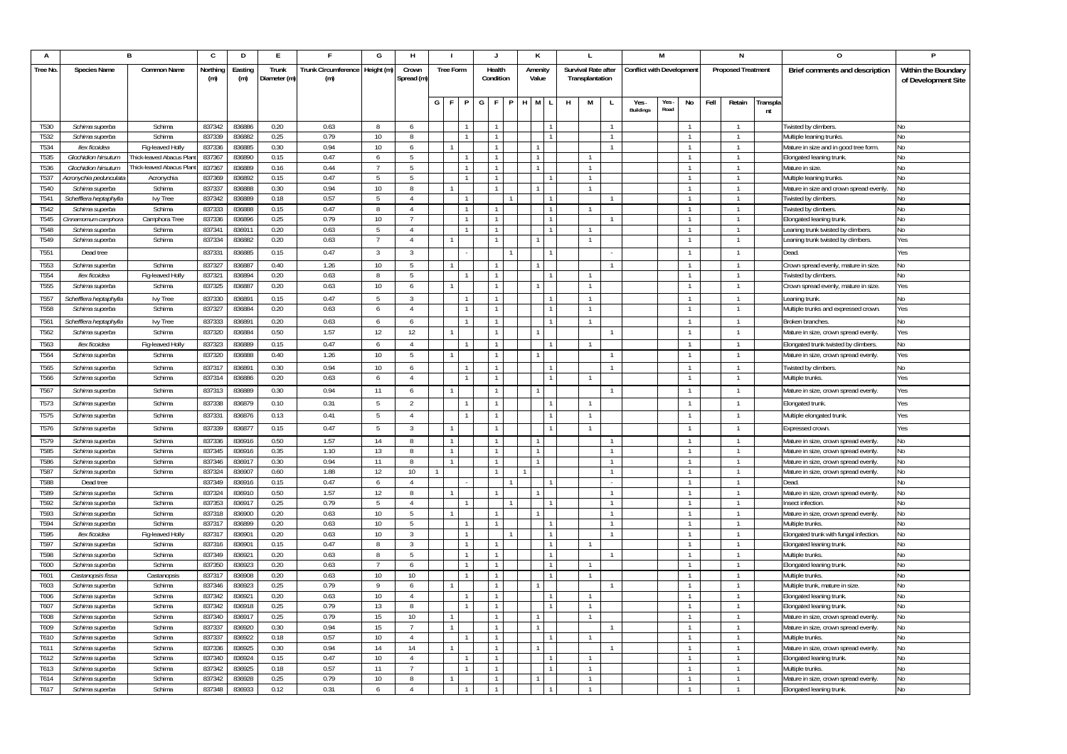| A | B | | C | D | E | F | G | H | I | | | J | | | K | | | L | | | M | | | N | | | O | P |
|---|---|---|---|---|---|---|---|---|---|---|---|---|---|---|---|---|---|---|---|---|---|---|---|---|---|---|---|---|
| Tree No. | Species Name | Common Name | Northing (m) | Easting (m) | Trunk Diameter (m) | Trunk Circumference (m) | Height (m) | Crown Spread (m) | Tree Form | | | Health Condition | | | Amenity Value | | | Survival Rate after Transplantation | | | Conflict with Development | | | Proposed Treatment | | | Brief comments and description | Within the Boundary of Development Site |
| | | | | | | | | | G | F | P | G | F | P | H | M | L | H | M | L | Yes - Buildings | Yes - Road | No | Fell | Retain | Transplant | | |
| T530 | *Schima superba* | Schima | 837342 | 836886 | 0.20 | 0.63 | 8 | 6 | | | 1 | | 1 | | | | 1 | | | 1 | | | 1 | | 1 | | Twisted by climbers. | No |
| T532 | *Schima superba* | Schima | 837339 | 836882 | 0.25 | 0.79 | 10 | 8 | | | 1 | | 1 | | | | 1 | | | 1 | | | 1 | | 1 | | Multiple leaning trunks. | No |
| T534 | *Ilex ficoidea* | Fig-leaved Holly | 837336 | 836885 | 0.30 | 0.94 | 10 | 6 | | 1 | | | 1 | | | 1 | | | | 1 | | | 1 | | 1 | | Mature in size and in good tree form. | No |
| T535 | *Glochidion hirsutum* | Thick-leaved Abacus Plant | 837367 | 836890 | 0.15 | 0.47 | 6 | 5 | | | 1 | | 1 | | | 1 | | | 1 | | | | 1 | | 1 | | Elongated leaning trunk. | No |
| T536 | *Glochidion hirsutum* | Thick-leaved Abacus Plant | 837367 | 836889 | 0.16 | 0.44 | 7 | 5 | | | 1 | | 1 | | | 1 | | | 1 | | | | 1 | | 1 | | Mature in size. | No |
| T537 | *Acronychia pedunculata* | Acronychia | 837369 | 836892 | 0.15 | 0.47 | 5 | 5 | | | 1 | | 1 | | | | 1 | | 1 | | | | 1 | | 1 | | Multiple leaning trunks. | No |
| T540 | *Schima superba* | Schima | 837337 | 836888 | 0.30 | 0.94 | 10 | 8 | | 1 | | | 1 | | | 1 | | | 1 | | | | 1 | | 1 | | Mature in size and crown spread evenly. | No |
| T541 | *Schefflera heptaphylla* | Ivy Tree | 837342 | 836889 | 0.18 | 0.57 | 5 | 4 | | | 1 | | | 1 | | | 1 | | | 1 | | | 1 | | 1 | | Twisted by climbers. | No |
| T542 | *Schima superba* | Schima | 837333 | 836888 | 0.15 | 0.47 | 8 | 4 | | | 1 | | 1 | | | | 1 | | 1 | | | | 1 | | 1 | | Twisted by climbers. | No |
| T545 | *Cinnamomum camphora* | Camphora Tree | 837336 | 836896 | 0.25 | 0.79 | 10 | 7 | | | 1 | | 1 | | | | 1 | | | 1 | | | 1 | | 1 | | Elongated leaning trunk. | No |
| T548 | *Schima superba* | Schima | 837341 | 836911 | 0.20 | 0.63 | 5 | 4 | | | 1 | | 1 | | | | 1 | | 1 | | | | 1 | | 1 | | Leaning trunk twisted by climbers. | No |
| T549 | *Schima superba* | Schima | 837334 | 836882 | 0.20 | 0.63 | 7 | 4 | | 1 | | | 1 | | | 1 | | | 1 | | | | 1 | | 1 | | Leaning trunk twisted by climbers. | Yes |
| T551 | Dead tree | | 837331 | 836885 | 0.15 | 0.47 | 3 | 3 | | | - | | | 1 | | | 1 | | | - | | | 1 | | 1 | | Dead. | Yes |
| T553 | *Schima superba* | Schima | 837327 | 836887 | 0.40 | 1.26 | 10 | 5 | | 1 | | | 1 | | | 1 | | | | 1 | | | 1 | | 1 | | Crown spread evenly, mature in size. | No |
| T554 | *Ilex ficoidea* | Fig-leaved Holly | 837321 | 836894 | 0.20 | 0.63 | 8 | 5 | | | 1 | | 1 | | | | 1 | | 1 | | | | 1 | | 1 | | Twisted by climbers. | No |
| T555 | *Schima superba* | Schima | 837325 | 836887 | 0.20 | 0.63 | 10 | 6 | | 1 | | | 1 | | | 1 | | | 1 | | | | 1 | | 1 | | Crown spread evenly, mature in size. | Yes |
| T557 | *Schefflera heptaphylla* | Ivy Tree | 837330 | 836891 | 0.15 | 0.47 | 5 | 3 | | | 1 | | 1 | | | | 1 | | 1 | | | | 1 | | 1 | | Leaning trunk. | No |
| T558 | *Schima superba* | Schima | 837327 | 836884 | 0.20 | 0.63 | 6 | 4 | | | 1 | | 1 | | | | 1 | | 1 | | | | 1 | | 1 | | Multiple trunks and expressed crown. | Yes |
| T561 | *Schefflera heptaphylla* | Ivy Tree | 837333 | 836891 | 0.20 | 0.63 | 6 | 6 | | | 1 | | 1 | | | | 1 | | 1 | | | | 1 | | 1 | | Broken branches. | No |
| T562 | *Schima superba* | Schima | 837320 | 836884 | 0.50 | 1.57 | 12 | 12 | | 1 | | | 1 | | | 1 | | | | 1 | | | 1 | | 1 | | Mature in size, crown spread evenly. | Yes |
| T563 | *Ilex ficoidea* | Fig-leaved Holly | 837323 | 836889 | 0.15 | 0.47 | 6 | 4 | | | 1 | | 1 | | | | 1 | | 1 | | | | 1 | | 1 | | Elongated trunk twisted by climbers. | No |
| T564 | *Schima superba* | Schima | 837320 | 836888 | 0.40 | 1.26 | 10 | 5 | | 1 | | | 1 | | | 1 | | | | 1 | | | 1 | | 1 | | Mature in size, crown spread evenly. | Yes |
| T565 | *Schima superba* | Schima | 837317 | 836891 | 0.30 | 0.94 | 10 | 6 | | | 1 | | 1 | | | | 1 | | | 1 | | | 1 | | 1 | | Twisted by climbers. | No |
| T566 | *Schima superba* | Schima | 837314 | 836886 | 0.20 | 0.63 | 6 | 4 | | | 1 | | 1 | | | | 1 | | 1 | | | | 1 | | 1 | | Multiple trunks. | Yes |
| T567 | *Schima superba* | Schima | 837313 | 836889 | 0.30 | 0.94 | 11 | 6 | | 1 | | | 1 | | | 1 | | | | 1 | | | 1 | | 1 | | Mature in size, crown spread evenly. | Yes |
| T573 | *Schima superba* | Schima | 837338 | 836879 | 0.10 | 0.31 | 5 | 2 | | | 1 | | 1 | | | | 1 | | 1 | | | | 1 | | 1 | | Elongated trunk. | Yes |
| T575 | *Schima superba* | Schima | 837331 | 836876 | 0.13 | 0.41 | 5 | 4 | | | 1 | | 1 | | | | 1 | | 1 | | | | 1 | | 1 | | Multiple elongated trunk. | Yes |
| T576 | *Schima superba* | Schima | 837339 | 836877 | 0.15 | 0.47 | 5 | 3 | | 1 | | | 1 | | | | 1 | | 1 | | | | 1 | | 1 | | Expressed crown. | Yes |
| T579 | *Schima superba* | Schima | 837336 | 836916 | 0.50 | 1.57 | 14 | 8 | | 1 | | | 1 | | | 1 | | | | 1 | | | 1 | | 1 | | Mature in size, crown spread evenly. | No |
| T585 | *Schima superba* | Schima | 837345 | 836916 | 0.35 | 1.10 | 13 | 8 | | 1 | | | 1 | | | 1 | | | | 1 | | | 1 | | 1 | | Mature in size, crown spread evenly. | No |
| T586 | *Schima superba* | Schima | 837346 | 836917 | 0.30 | 0.94 | 11 | 8 | | 1 | | | 1 | | | 1 | | | | 1 | | | 1 | | 1 | | Mature in size, crown spread evenly. | No |
| T587 | *Schima superba* | Schima | 837324 | 836907 | 0.60 | 1.88 | 12 | 10 | 1 | | | | 1 | | 1 | | | | | 1 | | | 1 | | 1 | | Mature in size, crown spread evenly. | No |
| T588 | Dead tree | | 837349 | 836916 | 0.15 | 0.47 | 6 | 4 | | | - | | | 1 | | | 1 | | | - | | | 1 | | 1 | | Dead. | No |
| T589 | *Schima superba* | Schima | 837324 | 836910 | 0.50 | 1.57 | 12 | 8 | | 1 | | | 1 | | | 1 | | | | 1 | | | 1 | | 1 | | Mature in size, crown spread evenly. | No |
| T592 | *Schima superba* | Schima | 837353 | 836917 | 0.25 | 0.79 | 5 | 4 | | | 1 | | | 1 | | | 1 | | | 1 | | | 1 | | 1 | | Insect infection. | No |
| T593 | *Schima superba* | Schima | 837318 | 836900 | 0.20 | 0.63 | 10 | 5 | | 1 | | | 1 | | | 1 | | | | 1 | | | 1 | | 1 | | Mature in size, crown spread evenly. | No |
| T594 | *Schima superba* | Schima | 837317 | 836899 | 0.20 | 0.63 | 10 | 5 | | | 1 | | 1 | | | | 1 | | | 1 | | | 1 | | 1 | | Multiple trunks. | No |
| T595 | *Ilex ficoidea* | Fig-leaved Holly | 837317 | 836901 | 0.20 | 0.63 | 10 | 3 | | | 1 | | | 1 | | | 1 | | | 1 | | | 1 | | 1 | | Elongated trunk with fungal infection. | No |
| T597 | *Schima superba* | Schima | 837316 | 836901 | 0.15 | 0.47 | 8 | 3 | | | 1 | | 1 | | | | 1 | | 1 | | | | 1 | | 1 | | Elongated leaning trunk. | No |
| T598 | *Schima superba* | Schima | 837349 | 836921 | 0.20 | 0.63 | 8 | 5 | | | 1 | | 1 | | | | 1 | | | 1 | | | 1 | | 1 | | Multiple trunks. | No |
| T600 | *Schima superba* | Schima | 837350 | 836923 | 0.20 | 0.63 | 7 | 6 | | | 1 | | 1 | | | | 1 | | 1 | | | | 1 | | 1 | | Elongated leaning trunk. | No |
| T601 | *Castanopsis fissa* | Castanopsis | 837317 | 836908 | 0.20 | 0.63 | 10 | 10 | | | 1 | | 1 | | | | 1 | | 1 | | | | 1 | | 1 | | Multiple trunks. | No |
| T603 | *Schima superba* | Schima | 837346 | 836923 | 0.25 | 0.79 | 9 | 6 | | 1 | | | 1 | | | 1 | | | | 1 | | | 1 | | 1 | | Multiple trunk, mature in size. | No |
| T606 | *Schima superba* | Schima | 837342 | 836921 | 0.20 | 0.63 | 10 | 4 | | | 1 | | 1 | | | | 1 | | 1 | | | | 1 | | 1 | | Elongated leaning trunk. | No |
| T607 | *Schima superba* | Schima | 837342 | 836918 | 0.25 | 0.79 | 13 | 8 | | | 1 | | 1 | | | | 1 | | 1 | | | | 1 | | 1 | | Elongated leaning trunk. | No |
| T608 | *Schima superba* | Schima | 837340 | 836917 | 0.25 | 0.79 | 15 | 10 | | 1 | | | 1 | | | 1 | | | 1 | | | | 1 | | 1 | | Mature in size, crown spread evenly. | No |
| T609 | *Schima superba* | Schima | 837337 | 836920 | 0.30 | 0.94 | 15 | 7 | | 1 | | | 1 | | | 1 | | | | 1 | | | 1 | | 1 | | Mature in size, crown spread evenly. | No |
| T610 | *Schima superba* | Schima | 837337 | 836922 | 0.18 | 0.57 | 10 | 4 | | | 1 | | 1 | | | | 1 | | 1 | | | | 1 | | 1 | | Multiple trunks. | No |
| T611 | *Schima superba* | Schima | 837336 | 836925 | 0.30 | 0.94 | 14 | 14 | | 1 | | | 1 | | | 1 | | | | 1 | | | 1 | | 1 | | Mature in size, crown spread evenly. | No |
| T612 | *Schima superba* | Schima | 837340 | 836924 | 0.15 | 0.47 | 10 | 4 | | | 1 | | 1 | | | | 1 | | 1 | | | | 1 | | 1 | | Elongated leaning trunk. | No |
| T613 | *Schima superba* | Schima | 837342 | 836925 | 0.18 | 0.57 | 11 | 7 | | | 1 | | 1 | | | | 1 | | 1 | | | | 1 | | 1 | | Multiple trunks. | No |
| T614 | *Schima superba* | Schima | 837342 | 836928 | 0.25 | 0.79 | 10 | 8 | | 1 | | | 1 | | | 1 | | | 1 | | | | 1 | | 1 | | Mature in size, crown spread evenly. | No |
| T617 | *Schima superba* | Schima | 837348 | 836933 | 0.12 | 0.31 | 6 | 4 | | | 1 | | 1 | | | | 1 | | 1 | | | | 1 | | 1 | | Elongated leaning trunk. | No |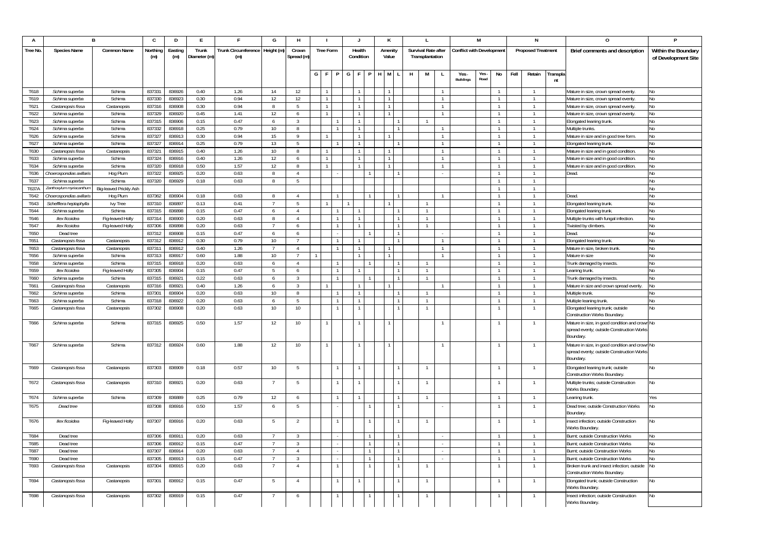| A | B | | C | D | E | F | G | H | I | | | J | | | K | | | L | | | M | | | N | | | O | P |
|---|---|---|---|---|---|---|---|---|---|---|---|---|---|---|---|---|---|---|---|---|---|---|---|---|---|---|---|---|
| Tree No. | Species Name | Common Name | Northing (m) | Easting (m) | Trunk Diameter (m) | Trunk Circumference (m) | Height (m) | Crown Spread (m) | Tree Form | | | Health Condition | | | Amenity Value | | | Survival Rate after Transplantation | | | Conflict with Development | | | Proposed Treatment | | | Brief comments and description | Within the Boundary of Development Site |
| | | | | | | | | | G | F | P | G | F | P | H | M | L | H | M | L | Yes-Buildings | Yes-Road | No | Fell | Retain | Transplant | | |
| T618 | *Schima superba* | Schima | 837331 | 836926 | 0.40 | 1.26 | 14 | 12 | | 1 | | | 1 | | | 1 | | | | 1 | | | 1 | | 1 | | Mature in size, crown spread evenly. | No |
| T619 | *Schima superba* | Schima | 837330 | 836923 | 0.30 | 0.94 | 12 | 12 | | 1 | | | 1 | | | 1 | | | | 1 | | | 1 | | 1 | | Mature in size, crown spread evenly. | No |
| T621 | *Castanopsis fissa* | Castanopsis | 837316 | 836908 | 0.30 | 0.94 | 8 | 5 | | 1 | | | 1 | | | 1 | | | | 1 | | | 1 | | 1 | | Mature in size, crown spread evenly. | No |
| T622 | *Schima superba* | Schima | 837329 | 836920 | 0.45 | 1.41 | 12 | 6 | | 1 | | | 1 | | | 1 | | | | 1 | | | 1 | | 1 | | Mature in size, crown spread evenly. | No |
| T623 | *Schima superba* | Schima | 837315 | 836906 | 0.15 | 0.47 | 6 | 3 | | | 1 | | 1 | | | | 1 | | 1 | | | | 1 | | 1 | | Elongated leaning trunk. | No |
| T624 | *Schima superba* | Schima | 837332 | 836918 | 0.25 | 0.79 | 10 | 8 | | | 1 | | 1 | | | | 1 | | | 1 | | | 1 | | 1 | | Multiple trunks. | No |
| T626 | *Schima superba* | Schima | 837327 | 836913 | 0.30 | 0.94 | 15 | 9 | | 1 | | | 1 | | | 1 | | | | 1 | | | 1 | | 1 | | Mature in size and in good tree form. | No |
| T627 | *Schima superba* | Schima | 837327 | 836914 | 0.25 | 0.79 | 13 | 5 | | | 1 | | 1 | | | | 1 | | | 1 | | | 1 | | 1 | | Elongated leaning trunk. | No |
| T630 | *Castanopsis fissa* | Castanopsis | 837321 | 836915 | 0.40 | 1.26 | 10 | 8 | | 1 | | | 1 | | | 1 | | | | 1 | | | 1 | | 1 | | Mature in size and in good condition. | No |
| T633 | *Schima superba* | Schima | 837324 | 836916 | 0.40 | 1.26 | 12 | 6 | | 1 | | | 1 | | | 1 | | | | 1 | | | 1 | | 1 | | Mature in size and in good condition. | No |
| T634 | *Schima superba* | Schima | 837320 | 836918 | 0.50 | 1.57 | 12 | 8 | | 1 | | | 1 | | | 1 | | | | 1 | | | 1 | | 1 | | Mature in size and in good condition. | No |
| T636 | *Choerospondias axillaris* | Hog Plum | 837322 | 836925 | 0.20 | 0.63 | 8 | 4 | | | - | | | 1 | | | 1 | | | - | | | 1 | | 1 | | Dead. | No |
| T637 | *Schima superba* | Schima | 837320 | 836929 | 0.18 | 0.63 | 8 | 5 | | | | | | | | | | | | | | | 1 | | 1 | | | No |
| T637A | *Zanthoxylum myriacanthum* | Big-leaved Prickly Ash | | | | | | | | | | | | | | | | | | | | | 1 | | 1 | | | No |
| T642 | *Choerospondias axillaris* | Hog Plum | 837362 | 836904 | 0.18 | 0.63 | 8 | 4 | | | 1 | | | 1 | | | 1 | | | 1 | | | 1 | | 1 | | Dead. | No |
| T643 | *Schefflera heptaphylla* | Ivy Tree | 837310 | 836897 | 0.13 | 0.41 | 7 | 5 | | 1 | | 1 | | | | 1 | | | 1 | | | | 1 | | 1 | | Elongated leaning trunk. | No |
| T644 | *Schima superba* | Schima | 837315 | 836898 | 0.15 | 0.47 | 6 | 4 | | | 1 | | 1 | | | | 1 | | 1 | | | | 1 | | 1 | | Elongated leaning trunk. | No |
| T646 | *Ilex ficoidea* | Fig-leaved Holly | 837314 | 836900 | 0.20 | 0.63 | 8 | 4 | | | 1 | | 1 | | | | 1 | | 1 | | | | 1 | | 1 | | Multiple trunks with fungal infection. | No |
| T647 | *Ilex ficoidea* | Fig-leaved Holly | 837306 | 836898 | 0.20 | 0.63 | 7 | 6 | | | 1 | | 1 | | | | 1 | | 1 | | | | 1 | | 1 | | Twisted by climbers. | No |
| T650 | Dead tree | | 837312 | 836908 | 0.15 | 0.47 | 6 | 6 | | | - | | | 1 | | | 1 | | | - | | | 1 | | 1 | | Dead. | No |
| T651 | *Castanopsis fissa* | Castanopsis | 837312 | 836912 | 0.30 | 0.79 | 10 | 7 | | | 1 | | 1 | | | | 1 | | | 1 | | | 1 | | 1 | | Elongated leaning trunk. | No |
| T653 | *Castanopsis fissa* | Castanopsis | 837311 | 836912 | 0.40 | 1.26 | 7 | 4 | | | 1 | | 1 | | | 1 | | | | 1 | | | 1 | | 1 | | Mature in size, broken trunk. | No |
| T656 | *Schima superba* | Schima | 837313 | 836917 | 0.60 | 1.88 | 10 | 7 | 1 | | | | 1 | | | 1 | | | | 1 | | | 1 | | 1 | | Mature in size | No |
| T658 | *Schima superba* | Schima | 837315 | 836918 | 0.20 | 0.63 | 6 | 4 | | | 1 | | | 1 | | | 1 | | 1 | | | | 1 | | 1 | | Trunk damaged by insects. | No |
| T659 | *Ilex ficoidea* | Fig-leaved Holly | 837305 | 836904 | 0.15 | 0.47 | 5 | 6 | | | 1 | | 1 | | | | 1 | | 1 | | | | 1 | | 1 | | Leaning trunk. | No |
| T660 | *Schima superba* | Schima | 837315 | 836921 | 0.22 | 0.63 | 6 | 3 | | | 1 | | | 1 | | | 1 | | 1 | | | | 1 | | 1 | | Trunk damaged by insects. | No |
| T661 | *Castanopsis fissa* | Castanopsis | 837316 | 836921 | 0.40 | 1.26 | 6 | 3 | | 1 | | | 1 | | | 1 | | | | 1 | | | 1 | | 1 | | Mature in size and crown spread evenly. | No |
| T662 | *Schima superba* | Schima | 837301 | 836904 | 0.20 | 0.63 | 10 | 8 | | | 1 | | 1 | | | | 1 | | 1 | | | | 1 | | 1 | | Multiple trunk. | No |
| T663 | *Schima superba* | Schima | 837318 | 836922 | 0.20 | 0.63 | 6 | 5 | | | 1 | | 1 | | | | 1 | | 1 | | | | 1 | | 1 | | Multiple leaning trunk. | No |
| T665 | *Castanopsis fissa* | Castanopsis | 837302 | 836908 | 0.20 | 0.63 | 10 | 10 | | | 1 | | 1 | | | | 1 | | 1 | | | | 1 | | 1 | | Elongated leaning trunk; outside Construction Works Boundary. | No |
| T666 | *Schima superba* | Schima | 837315 | 836925 | 0.50 | 1.57 | 12 | 10 | | 1 | | | 1 | | | 1 | | | | 1 | | | 1 | | 1 | | Mature in size, in good condition and crown spread evenly; outside Construction Works Boundary. | No |
| T667 | *Schima superba* | Schima | 837312 | 836924 | 0.60 | 1.88 | 12 | 10 | | 1 | | | 1 | | | 1 | | | | 1 | | | 1 | | 1 | | Mature in size, in good condition and crown spread evenly; outside Construction Works Boundary. | No |
| T669 | *Castanopsis fissa* | Castanopsis | 837303 | 836909 | 0.18 | 0.57 | 10 | 5 | | | 1 | | 1 | | | | 1 | | 1 | | | | 1 | | 1 | | Elongated leaning trunk; outside Construction Works Boundary. | No |
| T672 | *Castanopsis fissa* | Castanopsis | 837310 | 836921 | 0.20 | 0.63 | 7 | 5 | | | 1 | | 1 | | | | 1 | | 1 | | | | 1 | | 1 | | Multiple trunks; outside Construction Works Boundary. | No |
| T674 | *Schima superba* | Schima | 837309 | 836889 | 0.25 | 0.79 | 12 | 6 | | | 1 | | 1 | | | | 1 | | 1 | | | | 1 | | 1 | | Leaning trunk. | Yes |
| T675 | *Dead tree* | | 837308 | 836916 | 0.50 | 1.57 | 6 | 5 | | | - | | | 1 | | | 1 | | | - | | | 1 | | 1 | | Dead tree; outside Construction Works Boundary. | No |
| T676 | *Ilex ficoidea* | Fig-leaved Holly | 837307 | 836916 | 0.20 | 0.63 | 5 | 2 | | | 1 | | | 1 | | | 1 | | 1 | | | | 1 | | 1 | | insect infection; outside Construction Works Boundary. | No |
| T684 | Dead tree | | 837306 | 836911 | 0.20 | 0.63 | 7 | 3 | | | - | | | 1 | | | 1 | | | - | | | 1 | | 1 | | Burnt; outside Construction Works | No |
| T685 | Dead tree | | 837306 | 836912 | 0.15 | 0.47 | 7 | 3 | | | - | | | 1 | | | 1 | | | - | | | 1 | | 1 | | Burnt; outside Construction Works | No |
| T687 | Dead tree | | 837307 | 836914 | 0.20 | 0.63 | 7 | 4 | | | - | | | 1 | | | 1 | | | - | | | 1 | | 1 | | Burnt; outside Construction Works | No |
| T690 | Dead tree | | 837305 | 836913 | 0.15 | 0.47 | 7 | 3 | | | - | | | 1 | | | 1 | | | - | | | 1 | | 1 | | Burnt; outside Construction Works | No |
| T693 | *Castanopsis fissa* | Castanopsis | 837304 | 836915 | 0.20 | 0.63 | 7 | 4 | | | 1 | | | 1 | | | 1 | | 1 | | | | 1 | | 1 | | Broken trunk and insect infection; outside Construction Works Boundary. | No |
| T694 | *Castanopsis fissa* | Castanopsis | 837301 | 836912 | 0.15 | 0.47 | 5 | 4 | | | 1 | | 1 | | | | 1 | | 1 | | | | 1 | | 1 | | Elongated trunk; outside Construction Works Boundary. | No |
| T698 | *Castanopsis fissa* | Castanopsis | 837302 | 836919 | 0.15 | 0.47 | 7 | 6 | | | 1 | | | 1 | | | 1 | | 1 | | | | 1 | | 1 | | Insect infection; outside Construction Works Boundary. | No |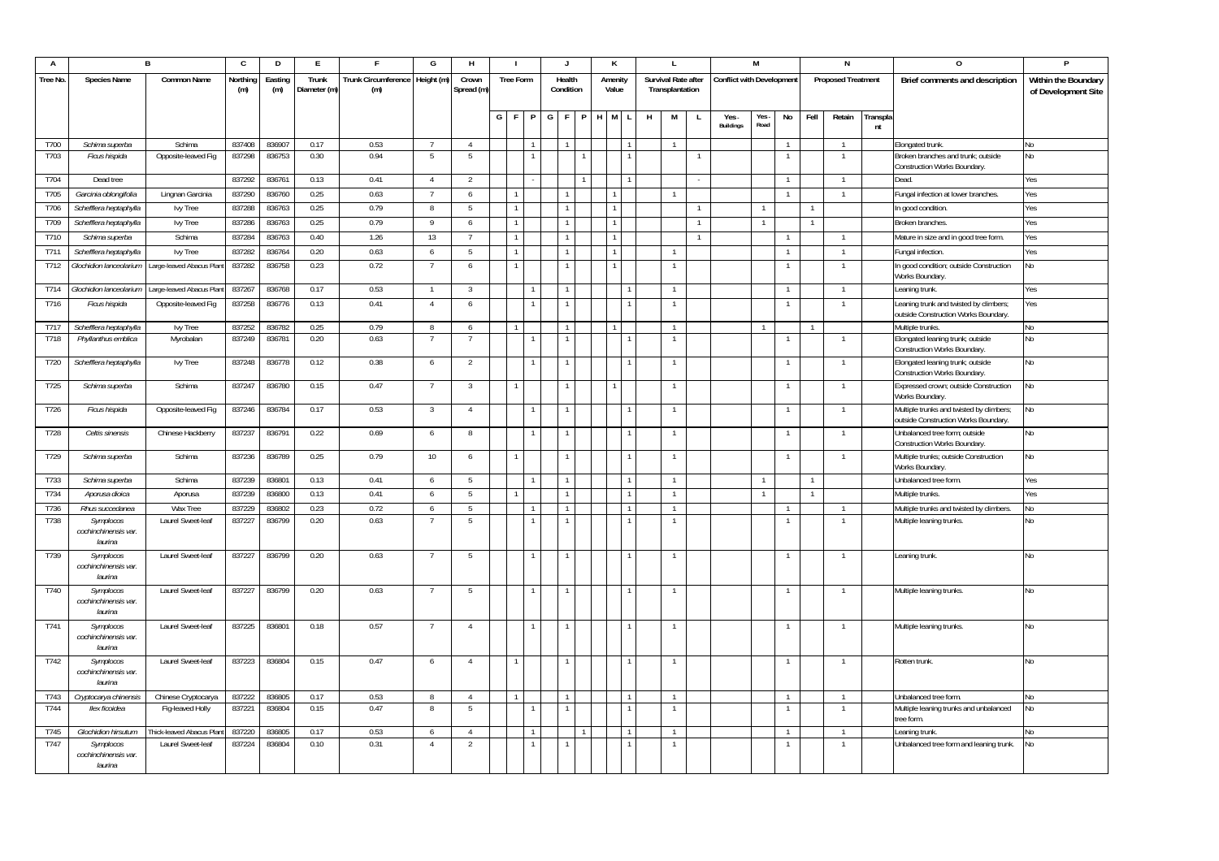| A | B | | C | D | E | F | G | H | I | | | J | | | K | | | L | | | M | | | N | | | O | P |
|---|---|---|---|---|---|---|---|---|---|---|---|---|---|---|---|---|---|---|---|---|---|---|---|---|---|---|---|---|
| Tree No. | Species Name | Common Name | Northing (m) | Easting (m) | Trunk Diameter (m) | Trunk Circumference (m) | Height (m) | Crown Spread (m) | Tree Form | | | Health Condition | | | Amenity Value | | | Survival Rate after Transplantation | | | Conflict with Development | | | Proposed Treatment | | | Brief comments and description | Within the Boundary of Development Site |
| | | | | | | | | | G | F | P | G | F | P | H | M | L | H | M | L | Yes - Buildings | Yes - Road | No | Fell | Retain | Transplant | | |
| T700 | *Schima superba* | Schima | 837408 | 836907 | 0.17 | 0.53 | 7 | 4 | | | 1 | 1 | | | | | 1 | | 1 | | | | 1 | | 1 | | Elongated trunk. | No |
| T703 | *Ficus hispida* | Opposite-leaved Fig | 837298 | 836753 | 0.30 | 0.94 | 5 | 5 | | | 1 | | 1 | | | | 1 | | | 1 | | | 1 | | 1 | | Broken branches and trunk; outside Construction Works Boundary. | No |
| T704 | Dead tree | | 837292 | 836761 | 0.13 | 0.41 | 4 | 2 | | | - | | 1 | | | | 1 | | | - | | | 1 | | 1 | | Dead. | Yes |
| T705 | *Garcinia oblongifolia* | Lingnan Garcinia | 837290 | 836760 | 0.25 | 0.63 | 7 | 6 | 1 | | | 1 | | | | 1 | | | 1 | | | | 1 | | 1 | | Fungal infection at lower branches. | Yes |
| T706 | *Schefflera heptaphylla* | Ivy Tree | 837288 | 836763 | 0.25 | 0.79 | 8 | 5 | 1 | | | 1 | | | | 1 | | | | 1 | | 1 | | 1 | | | In good condition. | Yes |
| T709 | *Schefflera heptaphylla* | Ivy Tree | 837286 | 836763 | 0.25 | 0.79 | 9 | 6 | 1 | | | 1 | | | | 1 | | | | 1 | | 1 | | 1 | | | Broken branches. | Yes |
| T710 | *Schima superba* | Schima | 837284 | 836763 | 0.40 | 1.26 | 13 | 7 | 1 | | | 1 | | | | 1 | | | | 1 | | | 1 | | 1 | | Mature in size and in good tree form. | Yes |
| T711 | *Schefflera heptaphylla* | Ivy Tree | 837282 | 836764 | 0.20 | 0.63 | 6 | 5 | 1 | | | 1 | | | | 1 | | | 1 | | | | 1 | | 1 | | Fungal infection. | Yes |
| T712 | *Glochidion lanceolarium* | Large-leaved Abacus Plant | 837282 | 836758 | 0.23 | 0.72 | 7 | 6 | 1 | | | 1 | | | | 1 | | | 1 | | | | 1 | | 1 | | In good condition; outside Construction Works Boundary. | No |
| T714 | *Glochidion lanceolarium* | Large-leaved Abacus Plant | 837267 | 836768 | 0.17 | 0.53 | 1 | 3 | | | 1 | 1 | | | | | 1 | | 1 | | | | 1 | | 1 | | Leaning trunk. | Yes |
| T716 | *Ficus hispida* | Opposite-leaved Fig | 837258 | 836776 | 0.13 | 0.41 | 4 | 6 | | | 1 | 1 | | | | | 1 | | 1 | | | | 1 | | 1 | | Leaning trunk and twisted by climbers; outside Construction Works Boundary. | Yes |
| T717 | *Schefflera heptaphylla* | Ivy Tree | 837252 | 836782 | 0.25 | 0.79 | 8 | 6 | 1 | | | 1 | | | | 1 | | | 1 | | | 1 | | 1 | | | Multiple trunks. | No |
| T718 | *Phyllanthus emblica* | Myrobalan | 837249 | 836781 | 0.20 | 0.63 | 7 | 7 | | | 1 | 1 | | | | | 1 | | 1 | | | | 1 | | 1 | | Elongated leaning trunk; outside Construction Works Boundary. | No |
| T720 | *Schefflera heptaphylla* | Ivy Tree | 837248 | 836778 | 0.12 | 0.38 | 6 | 2 | | | 1 | 1 | | | | | 1 | | 1 | | | | 1 | | 1 | | Elongated leaning trunk; outside Construction Works Boundary. | No |
| T725 | *Schima superba* | Schima | 837247 | 836780 | 0.15 | 0.47 | 7 | 3 | 1 | | | 1 | | | | 1 | | | 1 | | | | 1 | | 1 | | Expressed crown; outside Construction Works Boundary. | No |
| T726 | *Ficus hispida* | Opposite-leaved Fig | 837246 | 836784 | 0.17 | 0.53 | 3 | 4 | | | 1 | 1 | | | | | 1 | | 1 | | | | 1 | | 1 | | Multiple trunks and twisted by climbers; outside Construction Works Boundary. | No |
| T728 | *Celtis sinensis* | Chinese Hackberry | 837237 | 836791 | 0.22 | 0.69 | 6 | 8 | | | 1 | 1 | | | | | 1 | | 1 | | | | 1 | | 1 | | Unbalanced tree form; outside Construction Works Boundary. | No |
| T729 | *Schima superba* | Schima | 837236 | 836789 | 0.25 | 0.79 | 10 | 6 | 1 | | | 1 | | | | | 1 | | 1 | | | | 1 | | 1 | | Multiple trunks; outside Construction Works Boundary. | No |
| T733 | *Schima superba* | Schima | 837239 | 836801 | 0.13 | 0.41 | 6 | 5 | | | 1 | 1 | | | | | 1 | | 1 | | | 1 | | 1 | | | Unbalanced tree form. | Yes |
| T734 | *Aporusa dioica* | Aporusa | 837239 | 836800 | 0.13 | 0.41 | 6 | 5 | 1 | | | 1 | | | | | 1 | | 1 | | | 1 | | 1 | | | Multiple trunks. | Yes |
| T736 | *Rhus succedanea* | Wax Tree | 837229 | 836802 | 0.23 | 0.72 | 6 | 5 | | | 1 | 1 | | | | | 1 | | 1 | | | | 1 | | 1 | | Multiple trunks and twisted by climbers. | No |
| T738 | *Symplocos cochinchinensis var. laurina* | Laurel Sweet-leaf | 837227 | 836799 | 0.20 | 0.63 | 7 | 5 | | | 1 | 1 | | | | | 1 | | 1 | | | | 1 | | 1 | | Multiple leaning trunks. | No |
| T739 | *Symplocos cochinchinensis var. laurina* | Laurel Sweet-leaf | 837227 | 836799 | 0.20 | 0.63 | 7 | 5 | | | 1 | 1 | | | | | 1 | | 1 | | | | 1 | | 1 | | Leaning trunk. | No |
| T740 | *Symplocos cochinchinensis var. laurina* | Laurel Sweet-leaf | 837227 | 836799 | 0.20 | 0.63 | 7 | 5 | | | 1 | 1 | | | | | 1 | | 1 | | | | 1 | | 1 | | Multiple leaning trunks. | No |
| T741 | *Symplocos cochinchinensis var. laurina* | Laurel Sweet-leaf | 837225 | 836801 | 0.18 | 0.57 | 7 | 4 | | | 1 | 1 | | | | | 1 | | 1 | | | | 1 | | 1 | | Multiple leaning trunks. | No |
| T742 | *Symplocos cochinchinensis var. laurina* | Laurel Sweet-leaf | 837223 | 836804 | 0.15 | 0.47 | 6 | 4 | 1 | | | 1 | | | | | 1 | | 1 | | | | 1 | | 1 | | Rotten trunk. | No |
| T743 | *Cryptocarya chinensis* | Chinese Cryptocarya | 837222 | 836805 | 0.17 | 0.53 | 8 | 4 | 1 | | | 1 | | | | | 1 | | 1 | | | | 1 | | 1 | | Unbalanced tree form. | No |
| T744 | *Ilex ficoidea* | Fig-leaved Holly | 837221 | 836804 | 0.15 | 0.47 | 8 | 5 | | | 1 | 1 | | | | | 1 | | 1 | | | | 1 | | 1 | | Multiple leaning trunks and unbalanced tree form. | No |
| T745 | *Glochidion hirsutum* | Thick-leaved Abacus Plant | 837220 | 836805 | 0.17 | 0.53 | 6 | 4 | | | 1 | | 1 | | | | 1 | | 1 | | | | 1 | | 1 | | Leaning trunk. | No |
| T747 | *Symplocos cochinchinensis var. laurina* | Laurel Sweet-leaf | 837224 | 836804 | 0.10 | 0.31 | 4 | 2 | | | 1 | 1 | | | | | 1 | | 1 | | | | 1 | | 1 | | Unbalanced tree form and leaning trunk. | No |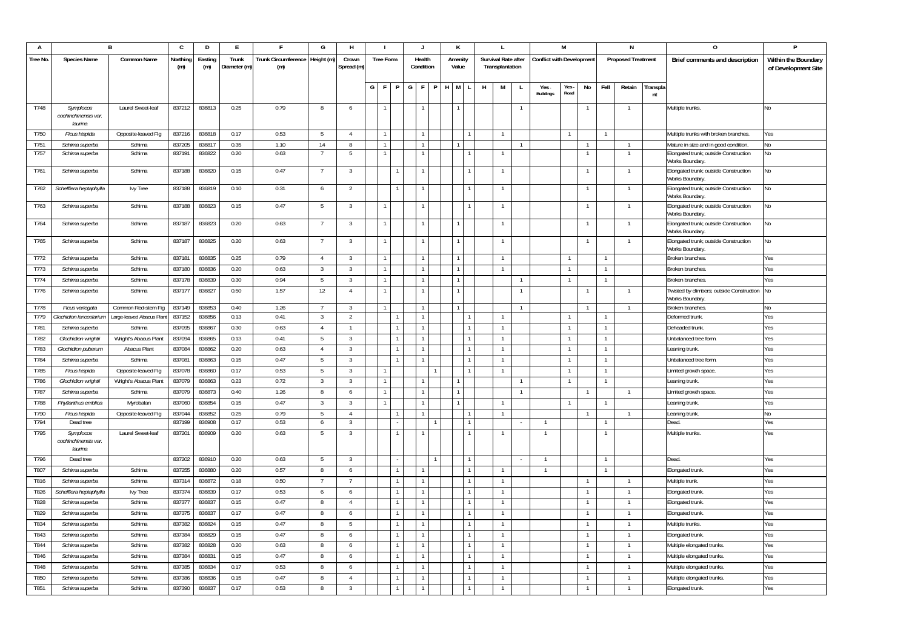| A | B | | C | D | E | F | G | H | I | | | J | | | K | | | L | | | M | | | N | | | O | P |
|---|---|---|---|---|---|---|---|---|---|---|---|---|---|---|---|---|---|---|---|---|---|---|---|---|---|---|---|---|
| Tree No. | Species Name | Common Name | Northing (m) | Easting (m) | Trunk Diameter (m) | Trunk Circumference (m) | Height (m) | Crown Spread (m) | Tree Form | | | Health Condition | | | Amenity Value | | | Survival Rate after Transplantation | | | Conflict with Development | | | Proposed Treatment | | | Brief comments and description | Within the Boundary of Development Site |
| | | | | | | | | | G | F | P | G | F | P | H | M | L | H | M | L | Yes - Buildings | Yes - Road | No | Fell | Retain | Transplant | | |
| T748 | *Symplocos cochinchinensis var. laurina* | Laurel Sweet-leaf | 837212 | 836813 | 0.25 | 0.79 | 8 | 6 | | 1 | | | 1 | | 1 | | | | | 1 | | | 1 | | 1 | | Multiple trunks. | No |
| T750 | *Ficus hispida* | Opposite-leaved Fig | 837216 | 836818 | 0.17 | 0.53 | 5 | 4 | | 1 | | | 1 | | | | 1 | | 1 | | | 1 | | 1 | | | Multiple trunks with broken branches. | Yes |
| T751 | *Schima superba* | Schima | 837205 | 836817 | 0.35 | 1.10 | 14 | 8 | | 1 | | | 1 | | 1 | | | | | 1 | | | 1 | | 1 | | Mature in size and in good condition. | No |
| T757 | *Schima superba* | Schima | 837191 | 836822 | 0.20 | 0.63 | 7 | 5 | | 1 | | | 1 | | | | 1 | | 1 | | | | 1 | | 1 | | Elongated trunk; outside Construction Works Boundary. | No |
| T761 | *Schima superba* | Schima | 837188 | 836820 | 0.15 | 0.47 | 7 | 3 | | | 1 | | 1 | | | | 1 | | 1 | | | | 1 | | 1 | | Elongated trunk; outside Construction Works Boundary. | No |
| T762 | *Schefflera heptaphylla* | Ivy Tree | 837188 | 836819 | 0.10 | 0.31 | 6 | 2 | | | 1 | | 1 | | | | 1 | | 1 | | | | 1 | | 1 | | Elongated trunk; outside Construction Works Boundary. | No |
| T763 | *Schima superba* | Schima | 837188 | 836823 | 0.15 | 0.47 | 5 | 3 | | 1 | | | 1 | | | | 1 | | 1 | | | | 1 | | 1 | | Elongated trunk; outside Construction Works Boundary. | No |
| T764 | *Schima superba* | Schima | 837187 | 836823 | 0.20 | 0.63 | 7 | 3 | | 1 | | | 1 | | 1 | | | | 1 | | | | 1 | | 1 | | Elongated trunk; outside Construction Works Boundary. | No |
| T765 | *Schima superba* | Schima | 837187 | 836825 | 0.20 | 0.63 | 7 | 3 | | 1 | | | 1 | | 1 | | | | 1 | | | | 1 | | 1 | | Elongated trunk; outside Construction Works Boundary. | No |
| T772 | *Schima superba* | Schima | 837181 | 836835 | 0.25 | 0.79 | 4 | 3 | | 1 | | | 1 | | 1 | | | | 1 | | | 1 | | 1 | | | Broken branches. | Yes |
| T773 | *Schima superba* | Schima | 837180 | 836836 | 0.20 | 0.63 | 3 | 3 | | 1 | | | 1 | | 1 | | | | 1 | | | 1 | | 1 | | | Broken branches. | Yes |
| T774 | *Schima superba* | Schima | 837178 | 836839 | 0.30 | 0.94 | 5 | 3 | | 1 | | | 1 | | 1 | | | | | 1 | | 1 | | 1 | | | Broken branches. | Yes |
| T776 | *Schima superba* | Schima | 837177 | 836827 | 0.50 | 1.57 | 12 | 4 | | 1 | | | 1 | | 1 | | | | | 1 | | | 1 | | 1 | | Twisted by climbers; outside Construction Works Boundary. | No |
| T778 | *Ficus variegata* | Common Red-stem Fig | 837149 | 836853 | 0.40 | 1.26 | 7 | 3 | | 1 | | | 1 | | 1 | | | | | 1 | | | 1 | | 1 | | Broken branches. | No |
| T779 | *Glochidion lanceolarium* | Large-leaved Abacus Plant | 837152 | 836856 | 0.13 | 0.41 | 3 | 2 | | | 1 | | 1 | | | | 1 | | 1 | | | 1 | | 1 | | | Deformed trunk. | Yes |
| T781 | *Schima superba* | Schima | 837095 | 836867 | 0.30 | 0.63 | 4 | 1 | | | 1 | | 1 | | | | 1 | | 1 | | | 1 | | 1 | | | Deheaded trunk. | Yes |
| T782 | *Glochidion wrightii* | Wright's Abacus Plant | 837094 | 836865 | 0.13 | 0.41 | 5 | 3 | | | 1 | | 1 | | | | 1 | | 1 | | | 1 | | 1 | | | Unbalanced tree form. | Yes |
| T783 | *Glochidion puberum* | Abacus Plant | 837084 | 836862 | 0.20 | 0.63 | 4 | 3 | | | 1 | | 1 | | | | 1 | | 1 | | | 1 | | 1 | | | Leaning trunk. | Yes |
| T784 | *Schima superba* | Schima | 837081 | 836863 | 0.15 | 0.47 | 5 | 3 | | | 1 | | 1 | | | | 1 | | 1 | | | 1 | | 1 | | | Unbalanced tree form. | Yes |
| T785 | *Ficus hispida* | Opposite-leaved Fig | 837078 | 836860 | 0.17 | 0.53 | 5 | 3 | | 1 | | | | 1 | | | 1 | | 1 | | | 1 | | 1 | | | Limited growth space. | Yes |
| T786 | *Glochidion wrightii* | Wright's Abacus Plant | 837079 | 836863 | 0.23 | 0.72 | 3 | 3 | | 1 | | | 1 | | 1 | | | | | 1 | | 1 | | 1 | | | Leaning trunk. | Yes |
| T787 | *Schima superba* | Schima | 837079 | 836873 | 0.40 | 1.26 | 8 | 6 | | 1 | | | 1 | | 1 | | | | | 1 | | | 1 | | 1 | | Limited growth space. | Yes |
| T788 | *Phyllanthus emblica* | Myrobalan | 837060 | 836854 | 0.15 | 0.47 | 3 | 3 | | 1 | | | 1 | | 1 | | | | 1 | | | 1 | | 1 | | | Leaning trunk. | Yes |
| T790 | *Ficus hispida* | Opposite-leaved Fig | 837044 | 836852 | 0.25 | 0.79 | 5 | 4 | | | 1 | | 1 | | | | 1 | | 1 | | | | 1 | | 1 | | Leaning trunk. | No |
| T794 | Dead tree | | 837199 | 836908 | 0.17 | 0.53 | 6 | 3 | | | - | | | 1 | | | 1 | | | - | 1 | | | 1 | | | Dead. | Yes |
| T795 | *Symplocos cochinchinensis var. laurina* | Laurel Sweet-leaf | 837201 | 836909 | 0.20 | 0.63 | 5 | 3 | | | 1 | | 1 | | | | 1 | | 1 | | 1 | | | 1 | | | Multiple trunks. | Yes |
| T796 | Dead tree | | 837202 | 836910 | 0.20 | 0.63 | 5 | 3 | | | - | | | 1 | | | 1 | | | - | 1 | | | 1 | | | Dead. | Yes |
| T807 | *Schima superba* | Schima | 837255 | 836880 | 0.20 | 0.57 | 8 | 6 | | | 1 | | 1 | | | | 1 | | 1 | | 1 | | | 1 | | | Elongated trunk. | Yes |
| T816 | *Schima superba* | Schima | 837314 | 836872 | 0.18 | 0.50 | 7 | 7 | | | 1 | | 1 | | | | 1 | | 1 | | | | 1 | | 1 | | Multiple trunk. | Yes |
| T826 | *Schefflera heptaphylla* | Ivy Tree | 837374 | 836839 | 0.17 | 0.53 | 6 | 6 | | | 1 | | 1 | | | | 1 | | 1 | | | | 1 | | 1 | | Elongated trunk. | Yes |
| T828 | *Schima superba* | Schima | 837377 | 836837 | 0.15 | 0.47 | 8 | 4 | | | 1 | | 1 | | | | 1 | | 1 | | | | 1 | | 1 | | Elongated trunk. | Yes |
| T829 | *Schima superba* | Schima | 837375 | 836837 | 0.17 | 0.47 | 8 | 6 | | | 1 | | 1 | | | | 1 | | 1 | | | | 1 | | 1 | | Elongated trunk. | Yes |
| T834 | *Schima superba* | Schima | 837382 | 836824 | 0.15 | 0.47 | 8 | 5 | | | 1 | | 1 | | | | 1 | | 1 | | | | 1 | | 1 | | Multiple trunks. | Yes |
| T843 | *Schima superba* | Schima | 837384 | 836829 | 0.15 | 0.47 | 8 | 6 | | | 1 | | 1 | | | | 1 | | 1 | | | | 1 | | 1 | | Elongated trunk. | Yes |
| T844 | *Schima superba* | Schima | 837382 | 836828 | 0.20 | 0.63 | 8 | 6 | | | 1 | | 1 | | | | 1 | | 1 | | | | 1 | | 1 | | Multiple elongated trunks. | Yes |
| T846 | *Schima superba* | Schima | 837384 | 836831 | 0.15 | 0.47 | 8 | 6 | | | 1 | | 1 | | | | 1 | | 1 | | | | 1 | | 1 | | Multiple elongated trunks. | Yes |
| T848 | *Schima superba* | Schima | 837385 | 836834 | 0.17 | 0.53 | 8 | 6 | | | 1 | | 1 | | | | 1 | | 1 | | | | 1 | | 1 | | Multiple elongated trunks. | Yes |
| T850 | *Schima superba* | Schima | 837386 | 836836 | 0.15 | 0.47 | 8 | 4 | | | 1 | | 1 | | | | 1 | | 1 | | | | 1 | | 1 | | Multiple elongated trunks. | Yes |
| T851 | *Schima superba* | Schima | 837390 | 836837 | 0.17 | 0.53 | 8 | 3 | | | 1 | | 1 | | | | 1 | | 1 | | | | 1 | | 1 | | Elongated trunk. | Yes |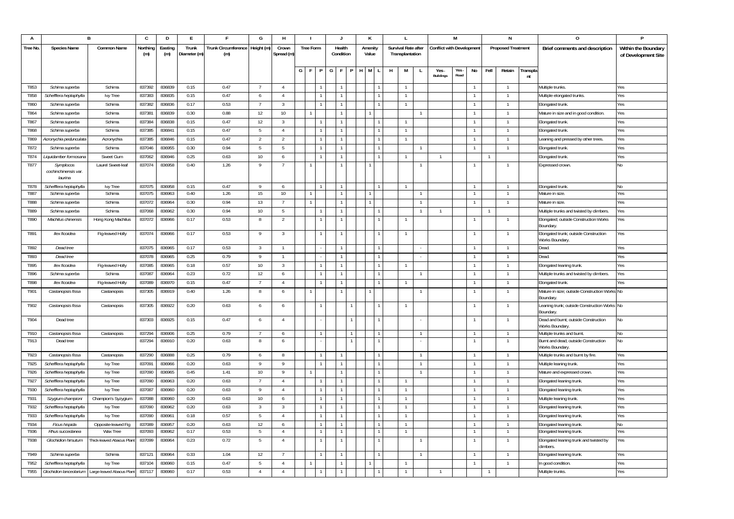| A | B | | C | D | E | F | G | H | I | | | J | | | K | | | L | | | M | | | N | | | O | P |
|---|---|---|---|---|---|---|---|---|---|---|---|---|---|---|---|---|---|---|---|---|---|---|---|---|---|---|---|---|
| Tree No. | Species Name | Common Name | Northing (m) | Easting (m) | Trunk Diameter (m) | Trunk Circumference (m) | Height (m) | Crown Spread (m) | Tree Form | | | Health Condition | | | Amenity Value | | | Survival Rate after Transplantation | | | Conflict with Development | | | Proposed Treatment | | | Brief comments and description | Within the Boundary of Development Site |
| | | | | | | | | | G | F | P | G | F | P | H | M | L | H | M | L | Yes - Buildings | Yes - Road | No | Fell | Retain | Transplant | | |
| T853 | *Schima superba* | Schima | 837392 | 836839 | 0.15 | 0.47 | 7 | 4 | | | 1 | | 1 | | | | 1 | | 1 | | | | 1 | | 1 | | Multiple trunks. | Yes |
| T858 | *Schefflera heptaphylla* | Ivy Tree | 837383 | 836835 | 0.15 | 0.47 | 6 | 4 | | | 1 | | 1 | | | | 1 | | 1 | | | | 1 | | 1 | | Multiple elongated trunks. | Yes |
| T860 | *Schima superba* | Schima | 837382 | 836836 | 0.17 | 0.53 | 7 | 3 | | | 1 | | 1 | | | | 1 | | 1 | | | | 1 | | 1 | | Elongated trunk. | Yes |
| T864 | *Schima superba* | Schima | 837381 | 836839 | 0.30 | 0.88 | 12 | 10 | | 1 | | | 1 | | | 1 | | | | 1 | | | 1 | | 1 | | Mature in size and in good condition. | Yes |
| T867 | *Schima superba* | Schima | 837384 | 836838 | 0.15 | 0.47 | 12 | 3 | | | 1 | | 1 | | | | 1 | | 1 | | | | 1 | | 1 | | Elongated trunk. | Yes |
| T868 | *Schima superba* | Schima | 837385 | 836841 | 0.15 | 0.47 | 5 | 4 | | | 1 | | 1 | | | | 1 | | 1 | | | | 1 | | 1 | | Elongated trunk. | Yes |
| T869 | *Acronychia pedunculata* | Acronychia | 837385 | 836846 | 0.15 | 0.47 | 2 | 2 | | | 1 | | 1 | | | | 1 | | 1 | | | | 1 | | 1 | | Leaning and pressed by other trees. | Yes |
| T872 | *Schima superba* | Schima | 837046 | 836955 | 0.30 | 0.94 | 5 | 5 | | | 1 | | 1 | | | | 1 | | | 1 | | | 1 | | 1 | | Elongated trunk. | Yes |
| T874 | *Liquidamber formosana* | Sweet Gum | 837062 | 836946 | 0.25 | 0.63 | 10 | 6 | | | 1 | | 1 | | | | 1 | | 1 | | 1 | | | 1 | | | Elongated trunk. | Yes |
| T877 | *Symplocos cochinchinensis var. laurina* | Laurel Sweet-leaf | 837074 | 836958 | 0.40 | 1.26 | 9 | 7 | | 1 | | | 1 | | | 1 | | | | 1 | | | 1 | | 1 | | Expressed crown. | No |
| T878 | *Schefflera heptaphylla* | Ivy Tree | 837075 | 836958 | 0.15 | 0.47 | 9 | 6 | | | 1 | | 1 | | | | 1 | | 1 | | | | 1 | | 1 | | Elongated trunk. | No |
| T887 | *Schima superba* | Schima | 837075 | 836963 | 0.40 | 1.26 | 15 | 10 | | 1 | | | 1 | | | 1 | | | | 1 | | | 1 | | 1 | | Mature in size. | Yes |
| T888 | *Schima superba* | Schima | 837072 | 836964 | 0.30 | 0.94 | 13 | 7 | | 1 | | | 1 | | | 1 | | | | 1 | | | 1 | | 1 | | Mature in size. | Yes |
| T889 | *Schima superba* | Schima | 837068 | 836962 | 0.30 | 0.94 | 10 | 5 | | | 1 | | 1 | | | | 1 | | | 1 | 1 | | | 1 | | | Multiple trunks and twisted by climbers. | Yes |
| T890 | *Machilus chinensis* | Hong Kong Machilus | 837072 | 836966 | 0.17 | 0.53 | 8 | 2 | | | 1 | | 1 | | | | 1 | | 1 | | | | 1 | | 1 | | Elongated; outside Construction Works Boundary. | Yes |
| T891 | *Ilex ficoidea* | Fig-leaved Holly | 837074 | 836966 | 0.17 | 0.53 | 9 | 3 | | | 1 | | 1 | | | | 1 | | 1 | | | | 1 | | 1 | | Elongated trunk; outside Construction Works Boundary. | Yes |
| T892 | *Dead tree* | | 837075 | 836965 | 0.17 | 0.53 | 3 | 1 | | | - | | 1 | | | | 1 | | | - | | | 1 | | 1 | | Dead. | Yes |
| T893 | *Dead tree* | | 837078 | 836965 | 0.25 | 0.79 | 9 | 1 | | | - | | 1 | | | | 1 | | | - | | | 1 | | 1 | | Dead. | Yes |
| T895 | *Ilex ficoidea* | Fig-leaved Holly | 837085 | 836965 | 0.18 | 0.57 | 10 | 3 | | | 1 | | 1 | | | | 1 | | 1 | | | | 1 | | 1 | | Elongated leaning trunk. | Yes |
| T896 | *Schima superba* | Schima | 837087 | 836964 | 0.23 | 0.72 | 12 | 6 | | | 1 | | 1 | | | | 1 | | | 1 | | | 1 | | 1 | | Multiple trunks and twisted by climbers. | Yes |
| T898 | *Ilex ficoidea* | Fig-leaved Holly | 837089 | 836970 | 0.15 | 0.47 | 7 | 4 | | | 1 | | 1 | | | | 1 | | 1 | | | | 1 | | 1 | | Elongated trunk. | Yes |
| T901 | *Castanopsis fissa* | Castanopsis | 837305 | 836919 | 0.40 | 1.26 | 8 | 6 | | 1 | | | 1 | | | 1 | | | | 1 | | | 1 | | 1 | | Mature in size; outside Construction Works Boundary. | No |
| T902 | *Castanopsis fissa* | Castanopsis | 837305 | 836922 | 0.20 | 0.63 | 6 | 6 | | | 1 | | | 1 | | | 1 | | 1 | | | | 1 | | 1 | | Leaning trunk; outside Construction Works Boundary. | No |
| T904 | Dead tree | | 837303 | 836925 | 0.15 | 0.47 | 6 | 4 | | | - | | | 1 | | | 1 | | | - | | | 1 | | 1 | | Dead and burnt; outside Construction Works Boundary. | No |
| T910 | *Castanopsis fissa* | Castanopsis | 837294 | 836906 | 0.25 | 0.79 | 7 | 6 | | | 1 | | | 1 | | | 1 | | | 1 | | | 1 | | 1 | | Multiple trunks and burnt. | No |
| T913 | Dead tree | | 837294 | 836910 | 0.20 | 0.63 | 8 | 6 | | | - | | | 1 | | | 1 | | | - | | | 1 | | 1 | | Burnt and dead; outside Construction Works Boundary. | No |
| T923 | *Castanopsis fissa* | Castanopsis | 837290 | 836888 | 0.25 | 0.79 | 6 | 8 | | | 1 | | 1 | | | | 1 | | | 1 | | | 1 | | 1 | | Multiple trunks and burnt by fire. | Yes |
| T925 | *Schefflera heptaphylla* | Ivy Tree | 837091 | 836966 | 0.20 | 0.63 | 9 | 9 | | | 1 | | 1 | | | | 1 | | | 1 | | | 1 | | 1 | | Multiple leaning trunk. | Yes |
| T926 | *Schefflera heptaphylla* | Ivy Tree | 837090 | 836965 | 0.45 | 1.41 | 10 | 9 | | 1 | | | 1 | | | | 1 | | | 1 | | | 1 | | 1 | | Mature and expressed crown. | Yes |
| T927 | *Schefflera heptaphylla* | Ivy Tree | 837090 | 836963 | 0.20 | 0.63 | 7 | 4 | | | 1 | | 1 | | | | 1 | | 1 | | | | 1 | | 1 | | Elongated leaning trunk. | Yes |
| T930 | *Schefflera heptaphylla* | Ivy Tree | 837087 | 836960 | 0.20 | 0.63 | 9 | 4 | | | 1 | | 1 | | | | 1 | | 1 | | | | 1 | | 1 | | Elongated leaning trunk. | Yes |
| T931 | *Szygium championi* | Champion's Syzygium | 837088 | 836960 | 0.20 | 0.63 | 10 | 6 | | | 1 | | 1 | | | | 1 | | 1 | | | | 1 | | 1 | | Multiple leaning trunk. | Yes |
| T932 | *Schefflera heptaphylla* | Ivy Tree | 837090 | 836962 | 0.20 | 0.63 | 3 | 3 | | | 1 | | 1 | | | | 1 | | 1 | | | | 1 | | 1 | | Elongated leaning trunk. | Yes |
| T933 | *Schefflera heptaphylla* | Ivy Tree | 837090 | 836961 | 0.18 | 0.57 | 5 | 4 | | | 1 | | 1 | | | | 1 | | 1 | | | | 1 | | 1 | | Elongated leaning trunk. | Yes |
| T934 | *Ficus hispida* | Opposite-leaved Fig | 837089 | 836957 | 0.20 | 0.63 | 12 | 6 | | | 1 | | 1 | | | | 1 | | 1 | | | | 1 | | 1 | | Elongated leaning trunk. | No |
| T936 | *Rhus succedanea* | Wax Tree | 837093 | 836962 | 0.17 | 0.53 | 5 | 4 | | | 1 | | 1 | | | | 1 | | 1 | | | | 1 | | 1 | | Elongated leaning trunk. | Yes |
| T938 | *Glochidion hirsutum* | Thick-leaved Abacus Plant | 837099 | 836964 | 0.23 | 0.72 | 5 | 4 | | | 1 | | 1 | | | | 1 | | | 1 | | | 1 | | 1 | | Elongated leaning trunk and twisted by climbers. | Yes |
| T949 | *Schima superba* | Schima | 837121 | 836964 | 0.33 | 1.04 | 12 | 7 | | | 1 | | 1 | | | | 1 | | | 1 | | | 1 | | 1 | | Elongated leaning trunk. | Yes |
| T952 | *Schefflera heptaphylla* | Ivy Tree | 837104 | 836960 | 0.15 | 0.47 | 5 | 4 | | 1 | | | 1 | | | 1 | | | 1 | | | | 1 | | 1 | | In good condition. | Yes |
| T955 | *Glochidion lanceolarium* | Large-leaved Abacus Plant | 837117 | 836960 | 0.17 | 0.53 | 4 | 4 | | | 1 | | 1 | | | | 1 | | 1 | | 1 | | | 1 | | | Multiple trunks. | Yes |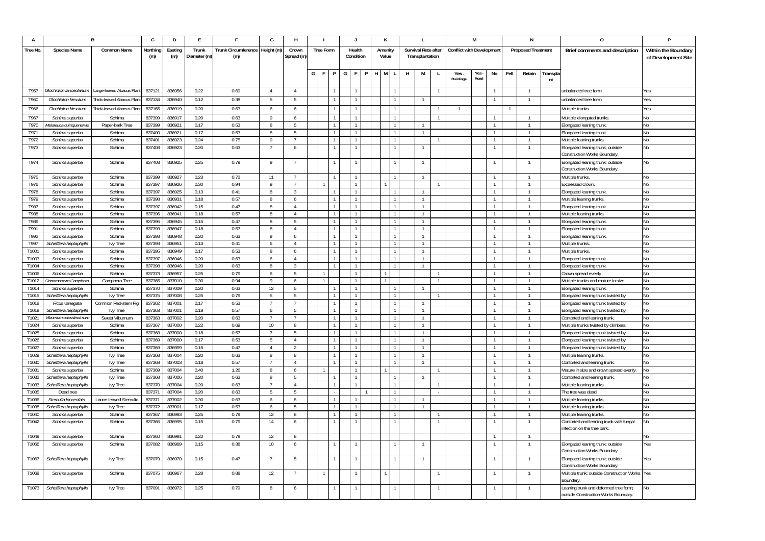| A | B | | C | D | E | F | G | H | I | | | J | | | K | | | L | | | M | | | N | | | O | P |
|---|---|---|---|---|---|---|---|---|---|---|---|---|---|---|---|---|---|---|---|---|---|---|---|---|---|---|---|---|
| Tree No. | Species Name | Common Name | Northing (m) | Easting (m) | Trunk Diameter (m) | Trunk Circumference (m) | Height (m) | Crown Spread (m) | Tree Form | | | Health Condition | | | Amenity Value | | | Survival Rate after Transplantation | | | Conflict with Development | | | Proposed Treatment | | | Brief comments and description | Within the Boundary of Development Site |
| | | | | | | | | | G | F | P | G | F | P | H | M | L | H | M | L | Yes - Buildings | Yes - Road | No | Fell | Retain | Transplant | | |
| T957 | *Glochidion lanceolarium* | Large-leaved Abacus Plant | 837121 | 836956 | 0.22 | 0.69 | 4 | 4 | | | 1 | 1 | | | | | 1 | | | 1 | | | 1 | | 1 | | unbalanced tree form. | Yes |
| T960 | *Glochidion hirsutum* | Thick-leaved Abacus Plant | 837134 | 836940 | 0.12 | 0.38 | 5 | 5 | | | 1 | 1 | | | | | 1 | | 1 | | | | 1 | | 1 | | unbalanced tree form. | Yes |
| T966 | *Glochidion hirsutum* | Thick-leaved Abacus Plant | 837165 | 836919 | 0.20 | 0.63 | 6 | 6 | | | 1 | 1 | | | | | 1 | | | 1 | 1 | | | 1 | | | Multiple trunks. | Yes |
| T967 | *Schima superba* | Schima | 837399 | 836917 | 0.20 | 0.63 | 9 | 6 | | | 1 | 1 | | | | | 1 | | | 1 | | | 1 | | 1 | | Multiple elongated trunks. | No |
| T970 | *Melaleuca quinquenervia* | Paper-bark Tree | 837399 | 836921 | 0.17 | 0.53 | 8 | 5 | | | 1 | 1 | | | | | 1 | | 1 | | | | 1 | | 1 | | Elongated leaning trunk. | No |
| T971 | *Schima superba* | Schima | 837400 | 836921 | 0.17 | 0.53 | 8 | 5 | | | 1 | 1 | | | | | 1 | | 1 | | | | 1 | | 1 | | Elongated leaning trunk. | No |
| T972 | *Schima superba* | Schima | 837401 | 836923 | 0.24 | 0.75 | 9 | 7 | | | 1 | 1 | | | | | 1 | | | 1 | | | 1 | | 1 | | Multiple leaning trunks. | No |
| T973 | *Schima superba* | Schima | 837403 | 836923 | 0.20 | 0.63 | 7 | 6 | | | 1 | 1 | | | | | 1 | | 1 | | | | 1 | | 1 | | Elongated leaning trunk; outside Construction Works Boundary. | No |
| T974 | *Schima superba* | Schima | 837403 | 836925 | 0.25 | 0.79 | 9 | 7 | | | 1 | 1 | | | | | 1 | | 1 | | | | 1 | | 1 | | Elongated leaning trunk; outside Construction Works Boundary. | No |
| T975 | *Schima superba* | Schima | 837399 | 836927 | 0.23 | 0.72 | 11 | 7 | | | 1 | 1 | | | | | 1 | | 1 | | | | 1 | | 1 | | Multiple trunks. | No |
| T976 | *Schima superba* | Schima | 837397 | 836926 | 0.30 | 0.94 | 9 | 7 | | 1 | | 1 | | | | 1 | | | | 1 | | | 1 | | 1 | | Expressed crown. | No |
| T978 | *Schima superba* | Schima | 837397 | 836925 | 0.13 | 0.41 | 8 | 3 | | | 1 | 1 | | | | | 1 | | 1 | | | | 1 | | 1 | | Elongated leaning trunk. | No |
| T979 | *Schima superba* | Schima | 837398 | 836931 | 0.18 | 0.57 | 8 | 6 | | | 1 | 1 | | | | | 1 | | 1 | | | | 1 | | 1 | | Multiple leaning trunks. | No |
| T987 | *Schima superba* | Schima | 837397 | 836942 | 0.15 | 0.47 | 8 | 4 | | | 1 | 1 | | | | | 1 | | 1 | | | | 1 | | 1 | | Elongated leaning trunk. | No |
| T988 | *Schima superba* | Schima | 837396 | 836941 | 0.18 | 0.57 | 8 | 4 | | | 1 | 1 | | | | | 1 | | 1 | | | | 1 | | 1 | | Multiple leaning trunks. | No |
| T989 | *Schima superba* | Schima | 837395 | 836945 | 0.15 | 0.47 | 8 | 5 | | | 1 | 1 | | | | | 1 | | 1 | | | | 1 | | 1 | | Elongated leaning trunk. | No |
| T991 | *Schima superba* | Schima | 837393 | 836947 | 0.18 | 0.57 | 8 | 4 | | | 1 | 1 | | | | | 1 | | 1 | | | | 1 | | 1 | | Elongated leaning trunk. | No |
| T992 | *Schima superba* | Schima | 837393 | 836948 | 0.20 | 0.63 | 9 | 6 | | | 1 | 1 | | | | | 1 | | 1 | | | | 1 | | 1 | | Elongated leaning trunk. | No |
| T997 | *Schefflera heptaphylla* | Ivy Tree | 837393 | 836951 | 0.13 | 0.41 | 6 | 4 | | | 1 | 1 | | | | | 1 | | 1 | | | | 1 | | 1 | | Multiple trunks. | No |
| T1001 | *Schima superba* | Schima | 837395 | 836949 | 0.17 | 0.53 | 8 | 6 | | | 1 | 1 | | | | | 1 | | 1 | | | | 1 | | 1 | | Multiple trunks. | No |
| T1003 | *Schima superba* | Schima | 837397 | 836946 | 0.20 | 0.63 | 6 | 4 | | | 1 | 1 | | | | | 1 | | 1 | | | | 1 | | 1 | | Elongated leaning trunk. | No |
| T1004 | *Schima superba* | Schima | 837398 | 836946 | 0.20 | 0.63 | 8 | 3 | | | 1 | 1 | | | | | 1 | | 1 | | | | 1 | | 1 | | Elongated leaning trunk. | No |
| T1006 | *Schima superba* | Schima | 837373 | 836957 | 0.25 | 0.79 | 6 | 5 | | 1 | | 1 | | | | 1 | | | | 1 | | | 1 | | 1 | | Crown spread evenly | No |
| T1012 | *Cinnamomum Camphora* | Camphora Tree | 837365 | 837010 | 0.30 | 0.94 | 9 | 6 | | 1 | | 1 | | | | 1 | | | | 1 | | | 1 | | 1 | | Multiple trunks and mature in size. | No |
| T1014 | *Schima superba* | Schima | 837370 | 837009 | 0.20 | 0.63 | 12 | 5 | | | 1 | 1 | | | | | 1 | | 1 | | | | 1 | | 1 | | Elongated leaning trunk. | No |
| T1015 | *Schefflera heptaphylla* | Ivy Tree | 837375 | 837008 | 0.25 | 0.79 | 5 | 5 | | | 1 | 1 | | | | | 1 | | | 1 | | | 1 | | 1 | | Elongated leaning trunk twisted by | No |
| T1018 | *Ficus variegata* | Common Red-stem Fig | 837362 | 837001 | 0.17 | 0.53 | 7 | 7 | | | 1 | 1 | | | | | 1 | | 1 | | | | 1 | | 1 | | Elongated leaning trunk twisted by | No |
| T1019 | *Schefflera heptaphylla* | Ivy Tree | 837363 | 837001 | 0.18 | 0.57 | 6 | 5 | | | 1 | 1 | | | | | 1 | | 1 | | | | 1 | | 1 | | Elongated leaning trunk twisted by | No |
| T1021 | *Viburnum odoratissimum* | Sweet Viburnum | 837363 | 837002 | 0.20 | 0.63 | 7 | 7 | | | 1 | 1 | | | | | 1 | | 1 | | | | 1 | | 1 | | Contorted and leaning trunk. | No |
| T1024 | *Schima superba* | Schima | 837367 | 837000 | 0.22 | 0.69 | 10 | 8 | | | 1 | 1 | | | | | 1 | | 1 | | | | 1 | | 1 | | Multiple trunks twisted by climbers. | No |
| T1025 | *Schima superba* | Schima | 837368 | 837000 | 0.18 | 0.57 | 7 | 5 | | | 1 | 1 | | | | | 1 | | 1 | | | | 1 | | 1 | | Elongated leaning trunk twisted by | No |
| T1026 | *Schima superba* | Schima | 837369 | 837000 | 0.17 | 0.53 | 5 | 4 | | | 1 | 1 | | | | | 1 | | 1 | | | | 1 | | 1 | | Elongated leaning trunk twisted by | No |
| T1027 | *Schima superba* | Schima | 837369 | 836999 | 0.15 | 0.47 | 4 | 2 | | | 1 | 1 | | | | | 1 | | 1 | | | | 1 | | 1 | | Elongated leaning trunk twisted by | No |
| T1029 | *Schefflera heptaphylla* | Ivy Tree | 837368 | 837004 | 0.20 | 0.63 | 8 | 8 | | | 1 | 1 | | | | | 1 | | 1 | | | | 1 | | 1 | | Multiple leaning trunks. | No |
| T1030 | *Schefflera heptaphylla* | Ivy Tree | 837368 | 837003 | 0.18 | 0.57 | 7 | 4 | | | 1 | 1 | | | | | 1 | | 1 | | | | 1 | | 1 | | Contorted and leaning trunk. | No |
| T1031 | *Schima superba* | Schima | 837369 | 837004 | 0.40 | 1.26 | 8 | 6 | | 1 | | 1 | | | | 1 | | | | 1 | | | 1 | | 1 | | Mature in size and crown spread evenly. | No |
| T1032 | *Schefflera heptaphylla* | Ivy Tree | 837368 | 837006 | 0.20 | 0.63 | 8 | 5 | | | 1 | 1 | | | | | 1 | | 1 | | | | 1 | | 1 | | Contorted and leaning trunk. | No |
| T1033 | *Schefflera heptaphylla* | Ivy Tree | 837370 | 837004 | 0.20 | 0.63 | 7 | 4 | | | 1 | 1 | | | | | 1 | | | 1 | | | 1 | | 1 | | Multiple leaning trunks. | No |
| T1035 | Dead tree | | 837371 | 837004 | 0.20 | 0.63 | 5 | 5 | | | - | | | 1 | | | 1 | | | - | | | 1 | | 1 | | The tree was dead. | No |
| T1036 | *Sterculia lanceolata* | Lance-leaved Sterculia | 837371 | 837002 | 0.30 | 0.63 | 6 | 8 | | | 1 | 1 | | | | | 1 | | 1 | | | | 1 | | 1 | | Multiple leaning trunks. | No |
| T1038 | *Schefflera heptaphylla* | Ivy Tree | 837372 | 837001 | 0.17 | 0.53 | 6 | 5 | | | 1 | 1 | | | | | 1 | | 1 | | | | 1 | | 1 | | Multiple leaning trunks. | No |
| T1040 | *Schima superba* | Schima | 837367 | 836993 | 0.25 | 0.79 | 12 | 8 | | | 1 | 1 | | | | | 1 | | | 1 | | | 1 | | 1 | | Multiple leaning trunks. | No |
| T1042 | *Schima superba* | Schima | 837365 | 836995 | 0.15 | 0.79 | 14 | 6 | | | 1 | 1 | | | | | 1 | | | 1 | | | 1 | | 1 | | Contorted and leaning trunk with fungal infection on the tree bark. | No |
| T1049 | *Schima superba* | Schima | 837360 | 836991 | 0.22 | 0.79 | 12 | 8 | | | | | | | | | | | | | | | 1 | | 1 | | | No |
| T1066 | *Schima superba* | Schima | 837082 | 836969 | 0.15 | 0.38 | 10 | 6 | | | 1 | 1 | | | | | 1 | | 1 | | | | 1 | | 1 | | Elongated leaning trunk; outside Construction Works Boundary. | Yes |
| T1067 | *Schefflera heptaphylla* | Ivy Tree | 837079 | 836970 | 0.15 | 0.47 | 7 | 5 | | | 1 | 1 | | | | | 1 | | 1 | | | | 1 | | 1 | | Elongated leaning trunk; outside Construction Works Boundary. | Yes |
| T1068 | *Schima superba* | Schima | 837075 | 836967 | 0.28 | 0.88 | 12 | 7 | | 1 | | 1 | | | | 1 | | | | 1 | | | 1 | | 1 | | Multiple trunk; outside Construction Works Boundary. | Yes |
| T1073 | *Schefflera heptaphylla* | Ivy Tree | 837091 | 836972 | 0.25 | 0.79 | 8 | 6 | | | 1 | 1 | | | | | 1 | | | 1 | | | 1 | | 1 | | Leaning trunk and deformed tree form; outside Construction Works Boundary. | No |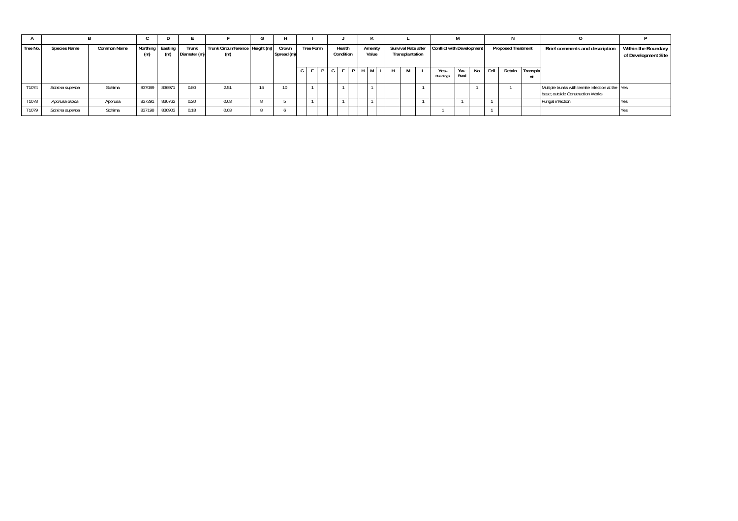| A | B | | C | D | E | F | G | H | I | | | J | | | K | | | L | | | M | | | N | | | O | P |
|---|---|---|---|---|---|---|---|---|---|---|---|---|---|---|---|---|---|---|---|---|---|---|---|---|---|---|---|---|
| Tree No. | Species Name | Common Name | Northing (m) | Easting (m) | Trunk Diameter (m) | Trunk Circumference (m) | Height (m) | Crown Spread (m) | Tree Form | | | Health Condition | | | Amenity Value | | | Survival Rate after Transplantation | | | Conflict with Development | | | Proposed Treatment | | | Brief comments and description | Within the Boundary of Development Site |
| | | | | | | | | | G | F | P | G | F | P | H | M | L | H | M | L | Yes - Buildings | Yes - Road | No | Fell | Retain | Transplant | | |
| T1074 | *Schima superba* | Schima | 837089 | 836971 | 0.80 | 2.51 | 15 | 10 | | 1 | | | 1 | | | 1 | | | | 1 | | | 1 | | 1 | | Multiple trunks with termite infection at the base; outside Construction Works | Yes |
| T1078 | *Aporusa dioica* | Aporusa | 837291 | 836762 | 0.20 | 0.63 | 8 | 5 | | 1 | | | 1 | | | 1 | | | | 1 | | 1 | | 1 | | | Fungal infection. | Yes |
| T1079 | *Schima superba* | Schima | 837198 | 836903 | 0.18 | 0.63 | 8 | 6 | | 1 | | | 1 | | | 1 | | | | 1 | 1 | | | 1 | | | | Yes |